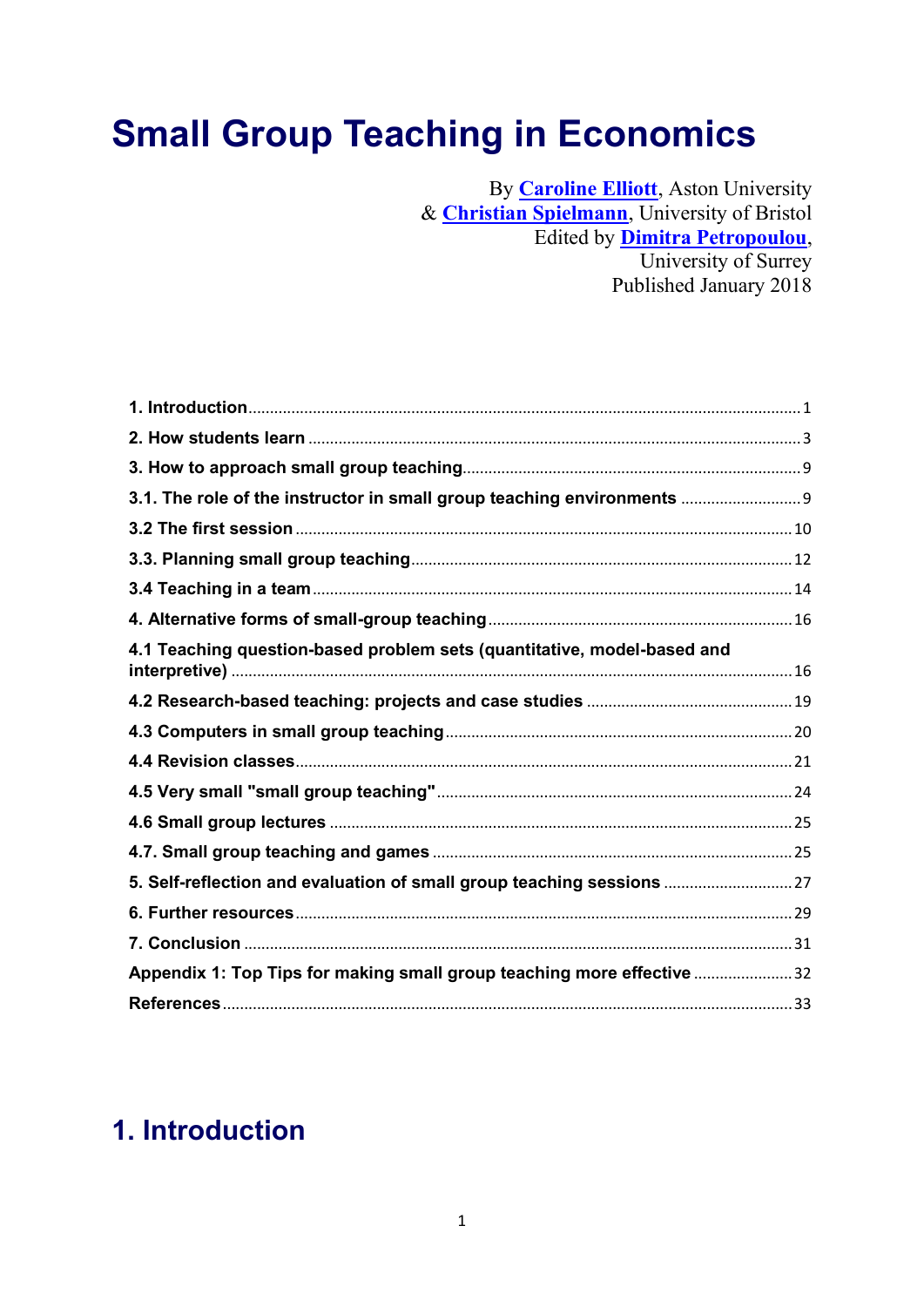# Small Group Teaching in Economics

By **Caroline Elliott**, Aston University
& **Christian Spielmann**, University of Bristol
Edited by **Dimitra Petropoulou**,
University of Surrey
Published January 2018

**1. Introduction** ..... 1
**2. How students learn** ..... 3
**3. How to approach small group teaching** ..... 9
**3.1. The role of the instructor in small group teaching environments** ..... 9
**3.2 The first session** ..... 10
**3.3. Planning small group teaching** ..... 12
**3.4 Teaching in a team** ..... 14
**4. Alternative forms of small-group teaching** ..... 16
**4.1 Teaching question-based problem sets (quantitative, model-based and interpretive)** ..... 16
**4.2 Research-based teaching: projects and case studies** ..... 19
**4.3 Computers in small group teaching** ..... 20
**4.4 Revision classes** ..... 21
**4.5 Very small "small group teaching"** ..... 24
**4.6 Small group lectures** ..... 25
**4.7. Small group teaching and games** ..... 25
**5. Self-reflection and evaluation of small group teaching sessions** ..... 27
**6. Further resources** ..... 29
**7. Conclusion** ..... 31
**Appendix 1: Top Tips for making small group teaching more effective** ..... 32
**References** ..... 33

## 1. Introduction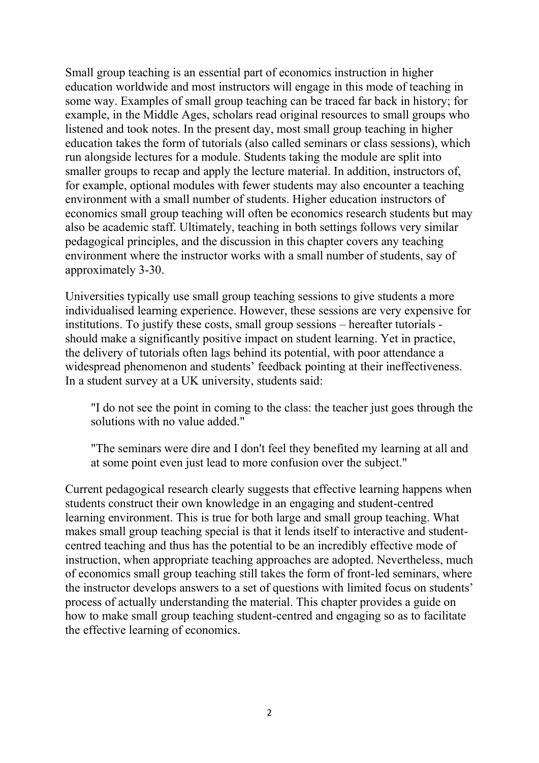Small group teaching is an essential part of economics instruction in higher education worldwide and most instructors will engage in this mode of teaching in some way. Examples of small group teaching can be traced far back in history; for example, in the Middle Ages, scholars read original resources to small groups who listened and took notes. In the present day, most small group teaching in higher education takes the form of tutorials (also called seminars or class sessions), which run alongside lectures for a module. Students taking the module are split into smaller groups to recap and apply the lecture material. In addition, instructors of, for example, optional modules with fewer students may also encounter a teaching environment with a small number of students. Higher education instructors of economics small group teaching will often be economics research students but may also be academic staff. Ultimately, teaching in both settings follows very similar pedagogical principles, and the discussion in this chapter covers any teaching environment where the instructor works with a small number of students, say of approximately 3-30.

Universities typically use small group teaching sessions to give students a more individualised learning experience. However, these sessions are very expensive for institutions. To justify these costs, small group sessions – hereafter tutorials - should make a significantly positive impact on student learning. Yet in practice, the delivery of tutorials often lags behind its potential, with poor attendance a widespread phenomenon and students' feedback pointing at their ineffectiveness. In a student survey at a UK university, students said:

> "I do not see the point in coming to the class: the teacher just goes through the solutions with no value added."
>
> "The seminars were dire and I don't feel they benefited my learning at all and at some point even just lead to more confusion over the subject."

Current pedagogical research clearly suggests that effective learning happens when students construct their own knowledge in an engaging and student-centred learning environment. This is true for both large and small group teaching. What makes small group teaching special is that it lends itself to interactive and student-centred teaching and thus has the potential to be an incredibly effective mode of instruction, when appropriate teaching approaches are adopted. Nevertheless, much of economics small group teaching still takes the form of front-led seminars, where the instructor develops answers to a set of questions with limited focus on students' process of actually understanding the material. This chapter provides a guide on how to make small group teaching student-centred and engaging so as to facilitate the effective learning of economics.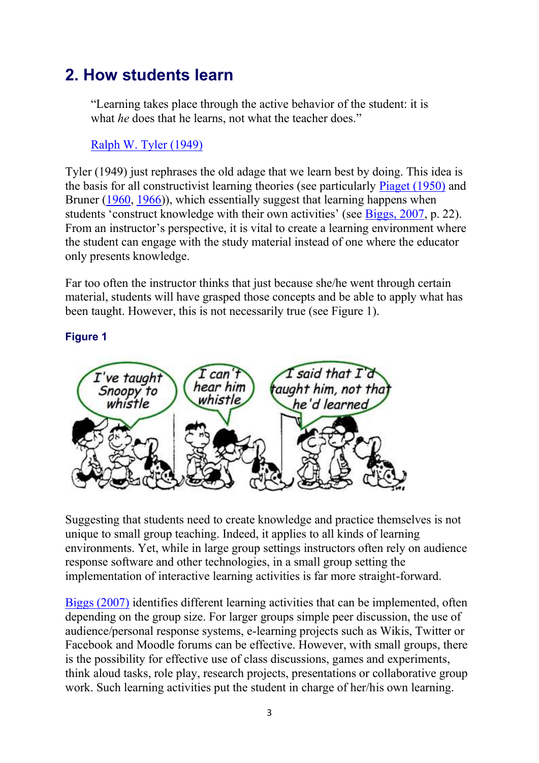## 2. How students learn

> "Learning takes place through the active behavior of the student: it is what *he* does that he learns, not what the teacher does."
>
> Ralph W. Tyler (1949)

Tyler (1949) just rephrases the old adage that we learn best by doing. This idea is the basis for all constructivist learning theories (see particularly Piaget (1950) and Bruner (1960, 1966)), which essentially suggest that learning happens when students 'construct knowledge with their own activities' (see Biggs, 2007, p. 22). From an instructor's perspective, it is vital to create a learning environment where the student can engage with the study material instead of one where the educator only presents knowledge.

Far too often the instructor thinks that just because she/he went through certain material, students will have grasped those concepts and be able to apply what has been taught. However, this is not necessarily true (see Figure 1).

**Figure 1**

Suggesting that students need to create knowledge and practice themselves is not unique to small group teaching. Indeed, it applies to all kinds of learning environments. Yet, while in large group settings instructors often rely on audience response software and other technologies, in a small group setting the implementation of interactive learning activities is far more straight-forward.

Biggs (2007) identifies different learning activities that can be implemented, often depending on the group size. For larger groups simple peer discussion, the use of audience/personal response systems, e-learning projects such as Wikis, Twitter or Facebook and Moodle forums can be effective. However, with small groups, there is the possibility for effective use of class discussions, games and experiments, think aloud tasks, role play, research projects, presentations or collaborative group work. Such learning activities put the student in charge of her/his own learning.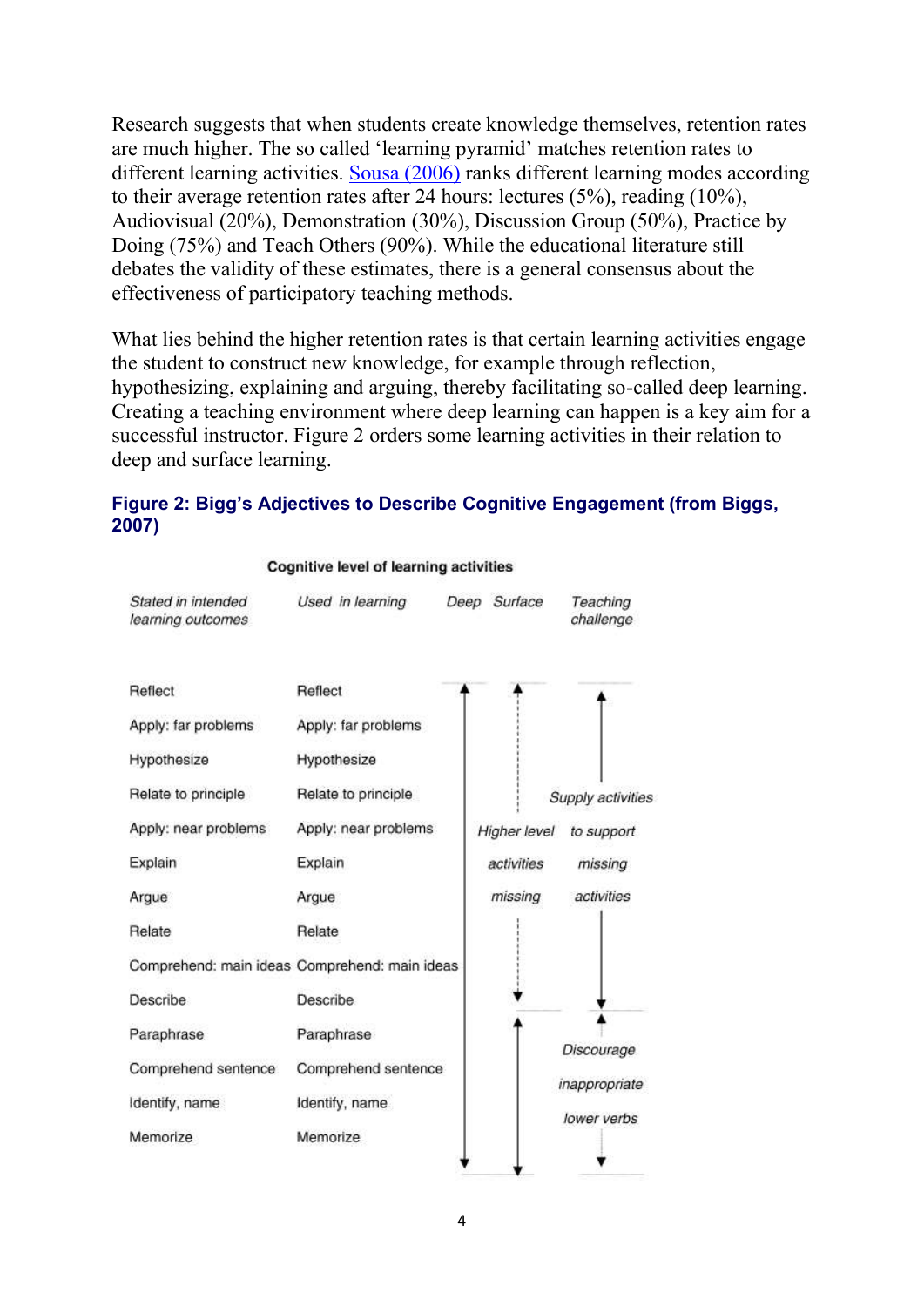Research suggests that when students create knowledge themselves, retention rates are much higher. The so called 'learning pyramid' matches retention rates to different learning activities. [Sousa (2006)](#) ranks different learning modes according to their average retention rates after 24 hours: lectures (5%), reading (10%), Audiovisual (20%), Demonstration (30%), Discussion Group (50%), Practice by Doing (75%) and Teach Others (90%). While the educational literature still debates the validity of these estimates, there is a general consensus about the effectiveness of participatory teaching methods.

What lies behind the higher retention rates is that certain learning activities engage the student to construct new knowledge, for example through reflection, hypothesizing, explaining and arguing, thereby facilitating so-called deep learning. Creating a teaching environment where deep learning can happen is a key aim for a successful instructor. Figure 2 orders some learning activities in their relation to deep and surface learning.

**Figure 2: Bigg's Adjectives to Describe Cognitive Engagement (from Biggs, 2007)**

**Cognitive level of learning activities**

| *Stated in intended learning outcomes* | *Used in learning* | *Deep* | *Surface* | *Teaching challenge* |
|---|---|---|---|---|
| Reflect | Reflect | | | |
| Apply: far problems | Apply: far problems | | | |
| Hypothesize | Hypothesize | | | |
| Relate to principle | Relate to principle | | | *Supply activities* |
| Apply: near problems | Apply: near problems | | *Higher level* | *to support* |
| Explain | Explain | | *activities* | *missing* |
| Argue | Argue | | *missing* | *activities* |
| Relate | Relate | | | |
| Comprehend: main ideas | Comprehend: main ideas | | | |
| Describe | Describe | | | |
| Paraphrase | Paraphrase | | | *Discourage* |
| Comprehend sentence | Comprehend sentence | | | *inappropriate* |
| Identify, name | Identify, name | | | *lower verbs* |
| Memorize | Memorize | | | |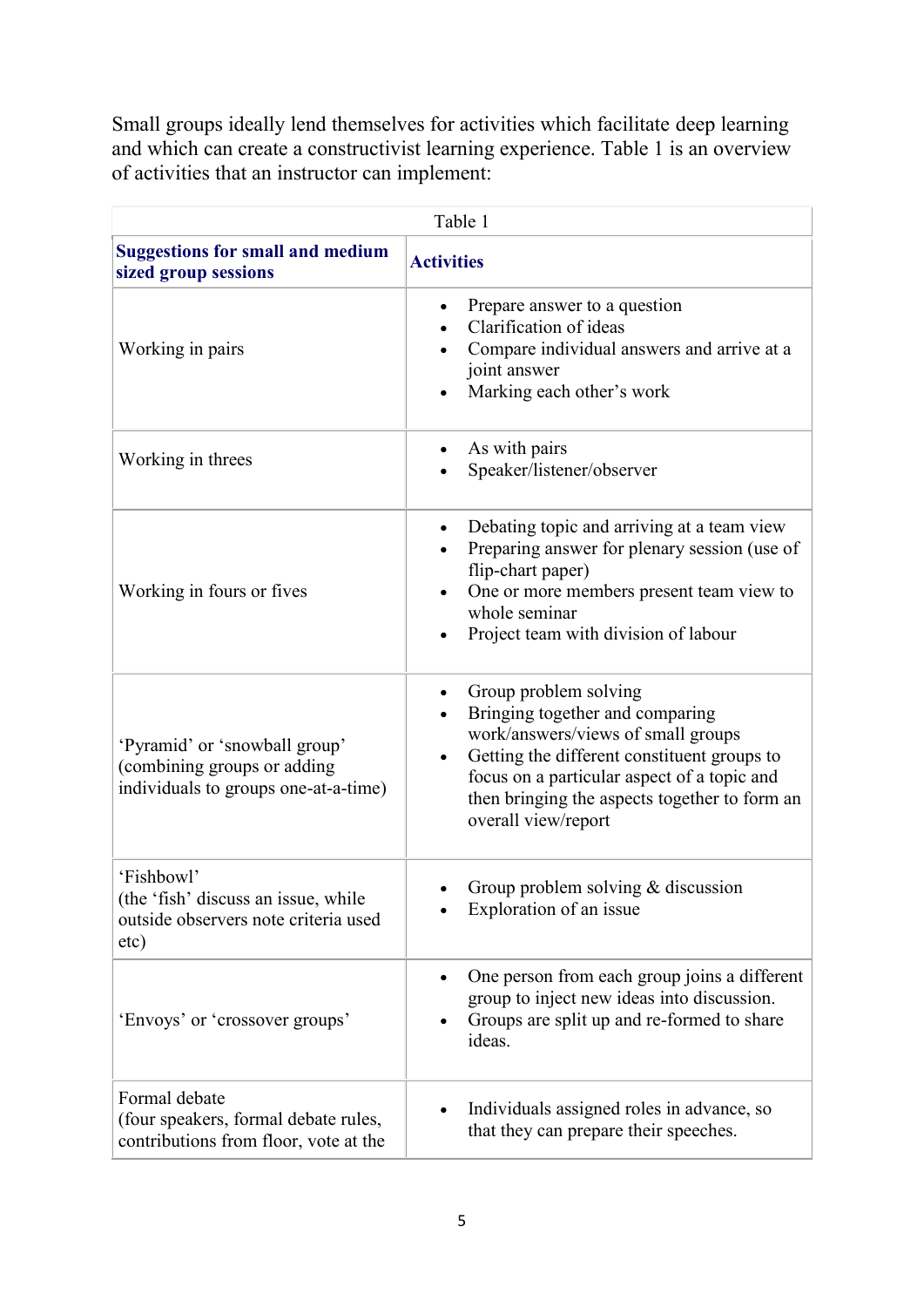Small groups ideally lend themselves for activities which facilitate deep learning and which can create a constructivist learning experience. Table 1 is an overview of activities that an instructor can implement:

Table 1

| **Suggestions for small and medium sized group sessions** | **Activities** |
|---|---|
| Working in pairs | • Prepare answer to a question<br>• Clarification of ideas<br>• Compare individual answers and arrive at a joint answer<br>• Marking each other's work |
| Working in threes | • As with pairs<br>• Speaker/listener/observer |
| Working in fours or fives | • Debating topic and arriving at a team view<br>• Preparing answer for plenary session (use of flip-chart paper)<br>• One or more members present team view to whole seminar<br>• Project team with division of labour |
| 'Pyramid' or 'snowball group' (combining groups or adding individuals to groups one-at-a-time) | • Group problem solving<br>• Bringing together and comparing work/answers/views of small groups<br>• Getting the different constituent groups to focus on a particular aspect of a topic and then bringing the aspects together to form an overall view/report |
| 'Fishbowl' (the 'fish' discuss an issue, while outside observers note criteria used etc) | • Group problem solving & discussion<br>• Exploration of an issue |
| 'Envoys' or 'crossover groups' | • One person from each group joins a different group to inject new ideas into discussion.<br>• Groups are split up and re-formed to share ideas. |
| Formal debate (four speakers, formal debate rules, contributions from floor, vote at the | • Individuals assigned roles in advance, so that they can prepare their speeches. |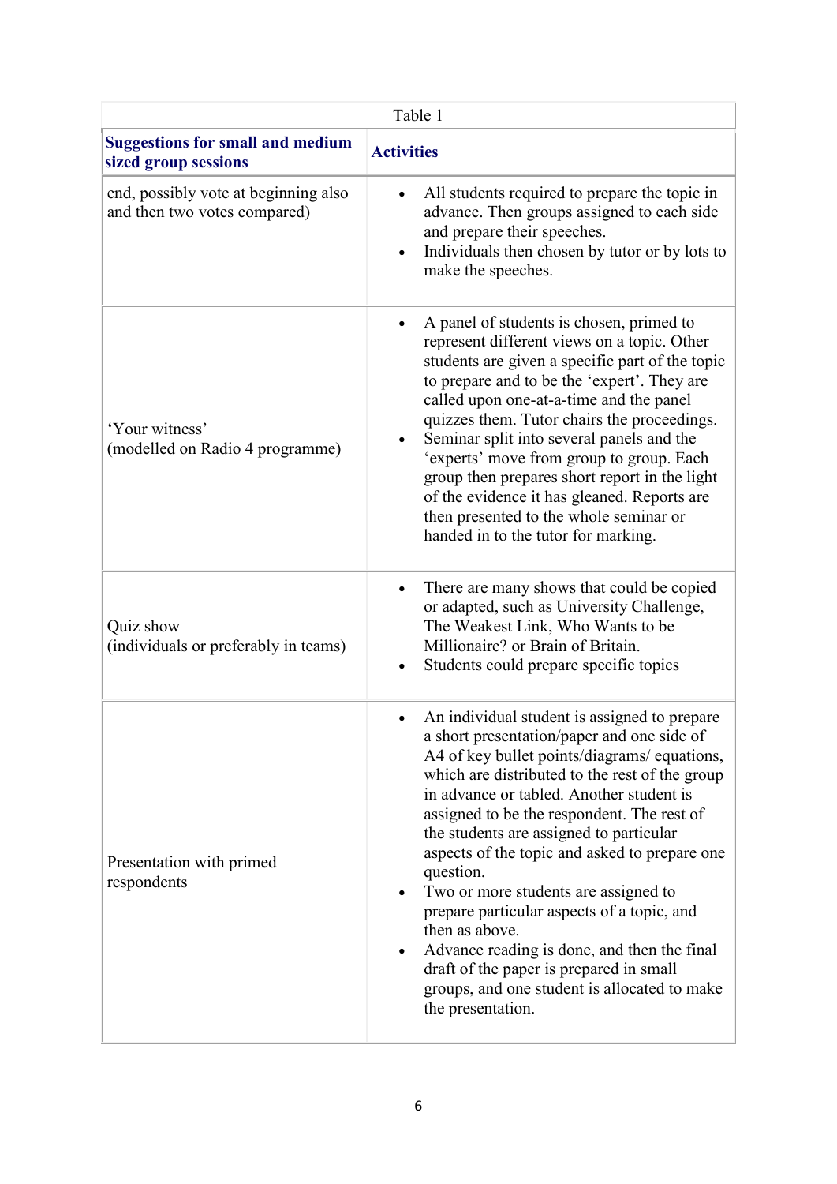| Table 1 | |
|---|---|
| **Suggestions for small and medium sized group sessions** | **Activities** |
| end, possibly vote at beginning also and then two votes compared) | • All students required to prepare the topic in advance. Then groups assigned to each side and prepare their speeches.<br>• Individuals then chosen by tutor or by lots to make the speeches. |
| 'Your witness'<br>(modelled on Radio 4 programme) | • A panel of students is chosen, primed to represent different views on a topic. Other students are given a specific part of the topic to prepare and to be the 'expert'. They are called upon one-at-a-time and the panel quizzes them. Tutor chairs the proceedings.<br>• Seminar split into several panels and the 'experts' move from group to group. Each group then prepares short report in the light of the evidence it has gleaned. Reports are then presented to the whole seminar or handed in to the tutor for marking. |
| Quiz show<br>(individuals or preferably in teams) | • There are many shows that could be copied or adapted, such as University Challenge, The Weakest Link, Who Wants to be Millionaire? or Brain of Britain.<br>• Students could prepare specific topics |
| Presentation with primed respondents | • An individual student is assigned to prepare a short presentation/paper and one side of A4 of key bullet points/diagrams/ equations, which are distributed to the rest of the group in advance or tabled. Another student is assigned to be the respondent. The rest of the students are assigned to particular aspects of the topic and asked to prepare one question.<br>• Two or more students are assigned to prepare particular aspects of a topic, and then as above.<br>• Advance reading is done, and then the final draft of the paper is prepared in small groups, and one student is allocated to make the presentation. |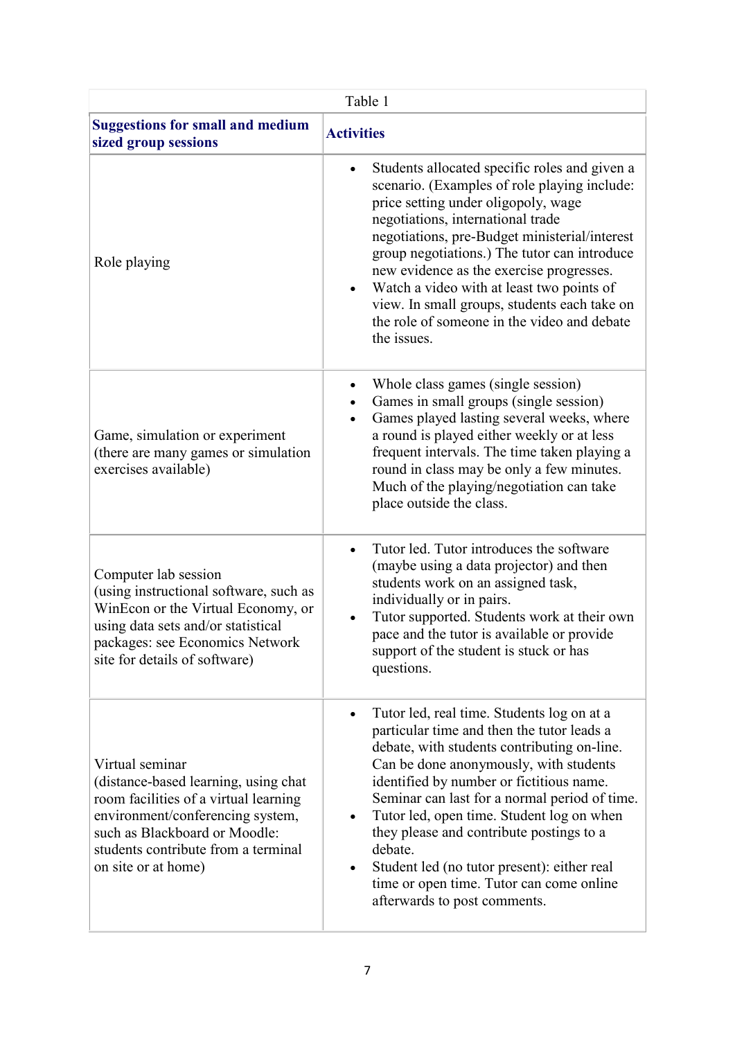Table 1

| Suggestions for small and medium sized group sessions | Activities |
|---|---|
| Role playing | • Students allocated specific roles and given a scenario. (Examples of role playing include: price setting under oligopoly, wage negotiations, international trade negotiations, pre-Budget ministerial/interest group negotiations.) The tutor can introduce new evidence as the exercise progresses.<br>• Watch a video with at least two points of view. In small groups, students each take on the role of someone in the video and debate the issues. |
| Game, simulation or experiment (there are many games or simulation exercises available) | • Whole class games (single session)<br>• Games in small groups (single session)<br>• Games played lasting several weeks, where a round is played either weekly or at less frequent intervals. The time taken playing a round in class may be only a few minutes. Much of the playing/negotiation can take place outside the class. |
| Computer lab session (using instructional software, such as WinEcon or the Virtual Economy, or using data sets and/or statistical packages: see Economics Network site for details of software) | • Tutor led. Tutor introduces the software (maybe using a data projector) and then students work on an assigned task, individually or in pairs.<br>• Tutor supported. Students work at their own pace and the tutor is available or provide support of the student is stuck or has questions. |
| Virtual seminar (distance-based learning, using chat room facilities of a virtual learning environment/conferencing system, such as Blackboard or Moodle: students contribute from a terminal on site or at home) | • Tutor led, real time. Students log on at a particular time and then the tutor leads a debate, with students contributing on-line. Can be done anonymously, with students identified by number or fictitious name. Seminar can last for a normal period of time.<br>• Tutor led, open time. Student log on when they please and contribute postings to a debate.<br>• Student led (no tutor present): either real time or open time. Tutor can come online afterwards to post comments. |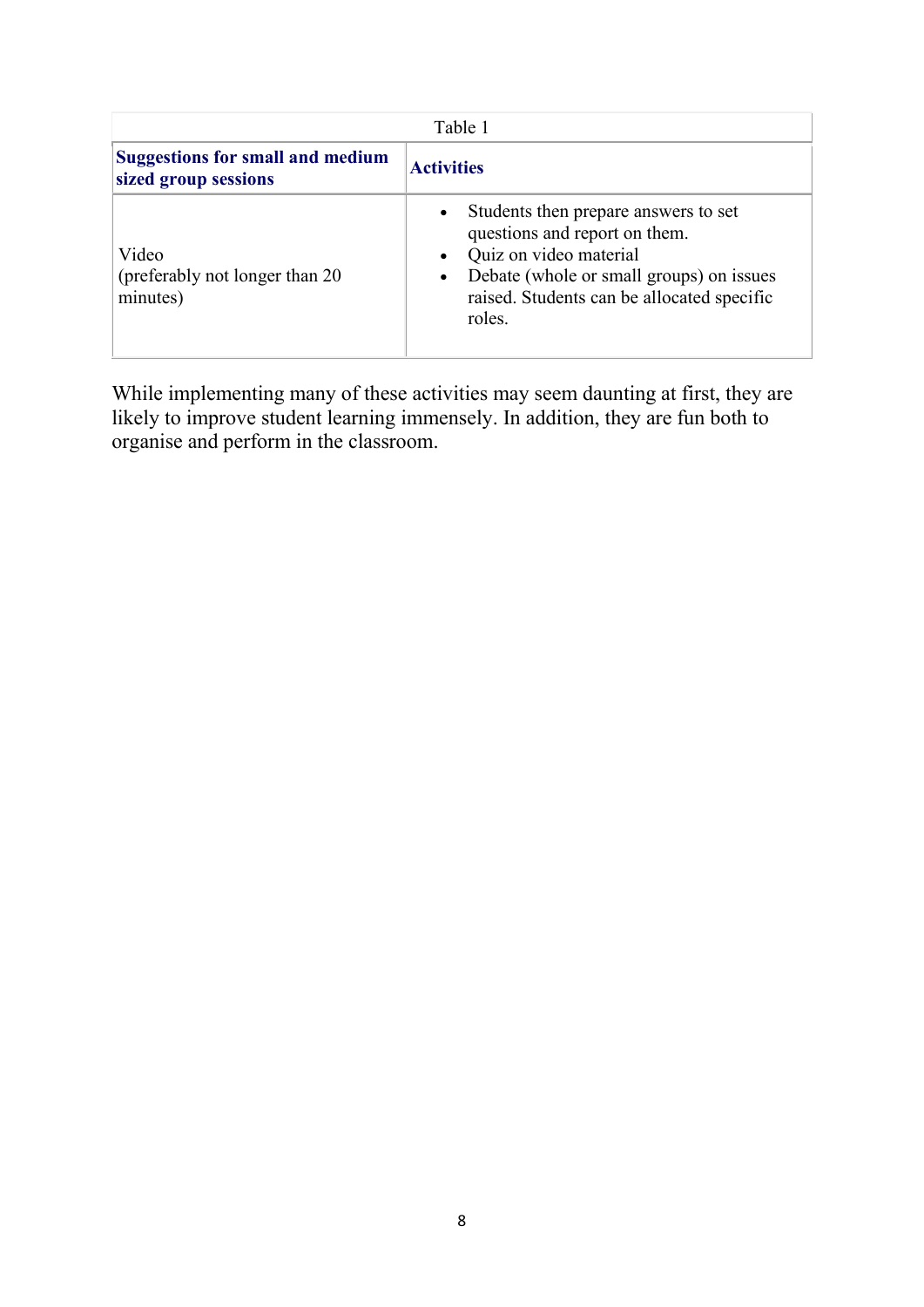Table 1

| Suggestions for small and medium sized group sessions | Activities |
| --- | --- |
| Video (preferably not longer than 20 minutes) | • Students then prepare answers to set questions and report on them. • Quiz on video material • Debate (whole or small groups) on issues raised. Students can be allocated specific roles. |

While implementing many of these activities may seem daunting at first, they are likely to improve student learning immensely. In addition, they are fun both to organise and perform in the classroom.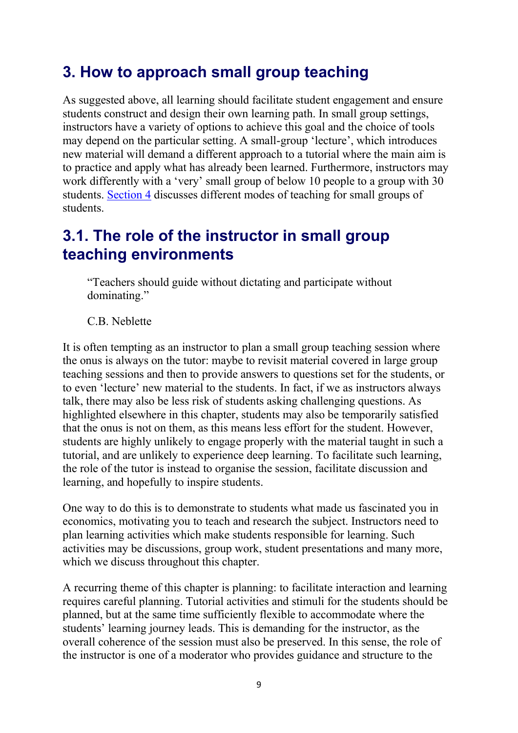## 3. How to approach small group teaching

As suggested above, all learning should facilitate student engagement and ensure students construct and design their own learning path. In small group settings, instructors have a variety of options to achieve this goal and the choice of tools may depend on the particular setting. A small-group 'lecture', which introduces new material will demand a different approach to a tutorial where the main aim is to practice and apply what has already been learned. Furthermore, instructors may work differently with a 'very' small group of below 10 people to a group with 30 students. Section 4 discusses different modes of teaching for small groups of students.

### 3.1. The role of the instructor in small group teaching environments

> "Teachers should guide without dictating and participate without dominating."
>
> C.B. Neblette

It is often tempting as an instructor to plan a small group teaching session where the onus is always on the tutor: maybe to revisit material covered in large group teaching sessions and then to provide answers to questions set for the students, or to even 'lecture' new material to the students. In fact, if we as instructors always talk, there may also be less risk of students asking challenging questions. As highlighted elsewhere in this chapter, students may also be temporarily satisfied that the onus is not on them, as this means less effort for the student. However, students are highly unlikely to engage properly with the material taught in such a tutorial, and are unlikely to experience deep learning. To facilitate such learning, the role of the tutor is instead to organise the session, facilitate discussion and learning, and hopefully to inspire students.

One way to do this is to demonstrate to students what made us fascinated you in economics, motivating you to teach and research the subject. Instructors need to plan learning activities which make students responsible for learning. Such activities may be discussions, group work, student presentations and many more, which we discuss throughout this chapter.

A recurring theme of this chapter is planning: to facilitate interaction and learning requires careful planning. Tutorial activities and stimuli for the students should be planned, but at the same time sufficiently flexible to accommodate where the students' learning journey leads. This is demanding for the instructor, as the overall coherence of the session must also be preserved. In this sense, the role of the instructor is one of a moderator who provides guidance and structure to the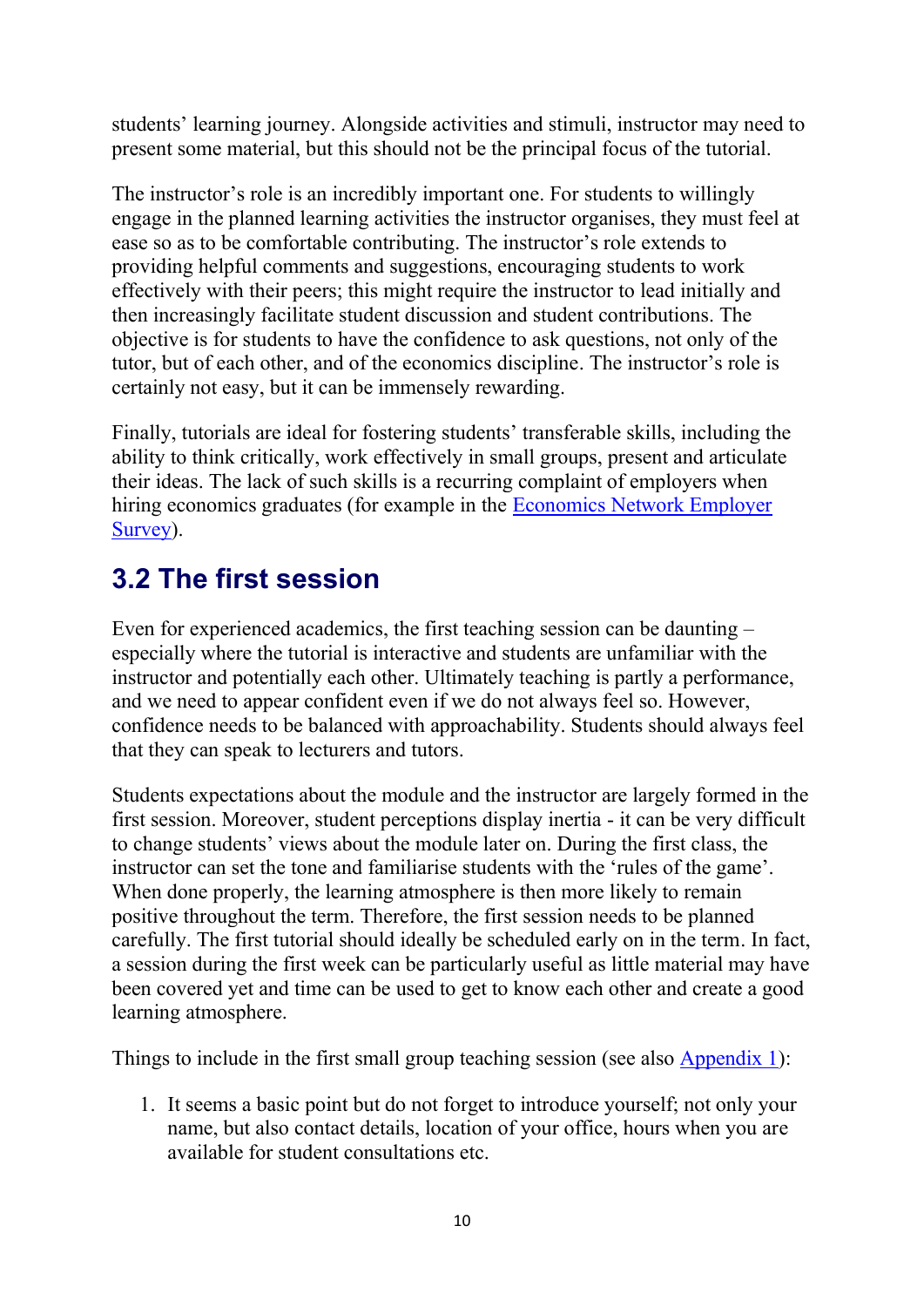students' learning journey. Alongside activities and stimuli, instructor may need to present some material, but this should not be the principal focus of the tutorial.

The instructor's role is an incredibly important one. For students to willingly engage in the planned learning activities the instructor organises, they must feel at ease so as to be comfortable contributing. The instructor's role extends to providing helpful comments and suggestions, encouraging students to work effectively with their peers; this might require the instructor to lead initially and then increasingly facilitate student discussion and student contributions. The objective is for students to have the confidence to ask questions, not only of the tutor, but of each other, and of the economics discipline. The instructor's role is certainly not easy, but it can be immensely rewarding.

Finally, tutorials are ideal for fostering students' transferable skills, including the ability to think critically, work effectively in small groups, present and articulate their ideas. The lack of such skills is a recurring complaint of employers when hiring economics graduates (for example in the [Economics Network Employer Survey](#)).

## 3.2 The first session

Even for experienced academics, the first teaching session can be daunting – especially where the tutorial is interactive and students are unfamiliar with the instructor and potentially each other. Ultimately teaching is partly a performance, and we need to appear confident even if we do not always feel so. However, confidence needs to be balanced with approachability. Students should always feel that they can speak to lecturers and tutors.

Students expectations about the module and the instructor are largely formed in the first session. Moreover, student perceptions display inertia - it can be very difficult to change students' views about the module later on. During the first class, the instructor can set the tone and familiarise students with the 'rules of the game'. When done properly, the learning atmosphere is then more likely to remain positive throughout the term. Therefore, the first session needs to be planned carefully. The first tutorial should ideally be scheduled early on in the term. In fact, a session during the first week can be particularly useful as little material may have been covered yet and time can be used to get to know each other and create a good learning atmosphere.

Things to include in the first small group teaching session (see also [Appendix 1](#)):

1. It seems a basic point but do not forget to introduce yourself; not only your name, but also contact details, location of your office, hours when you are available for student consultations etc.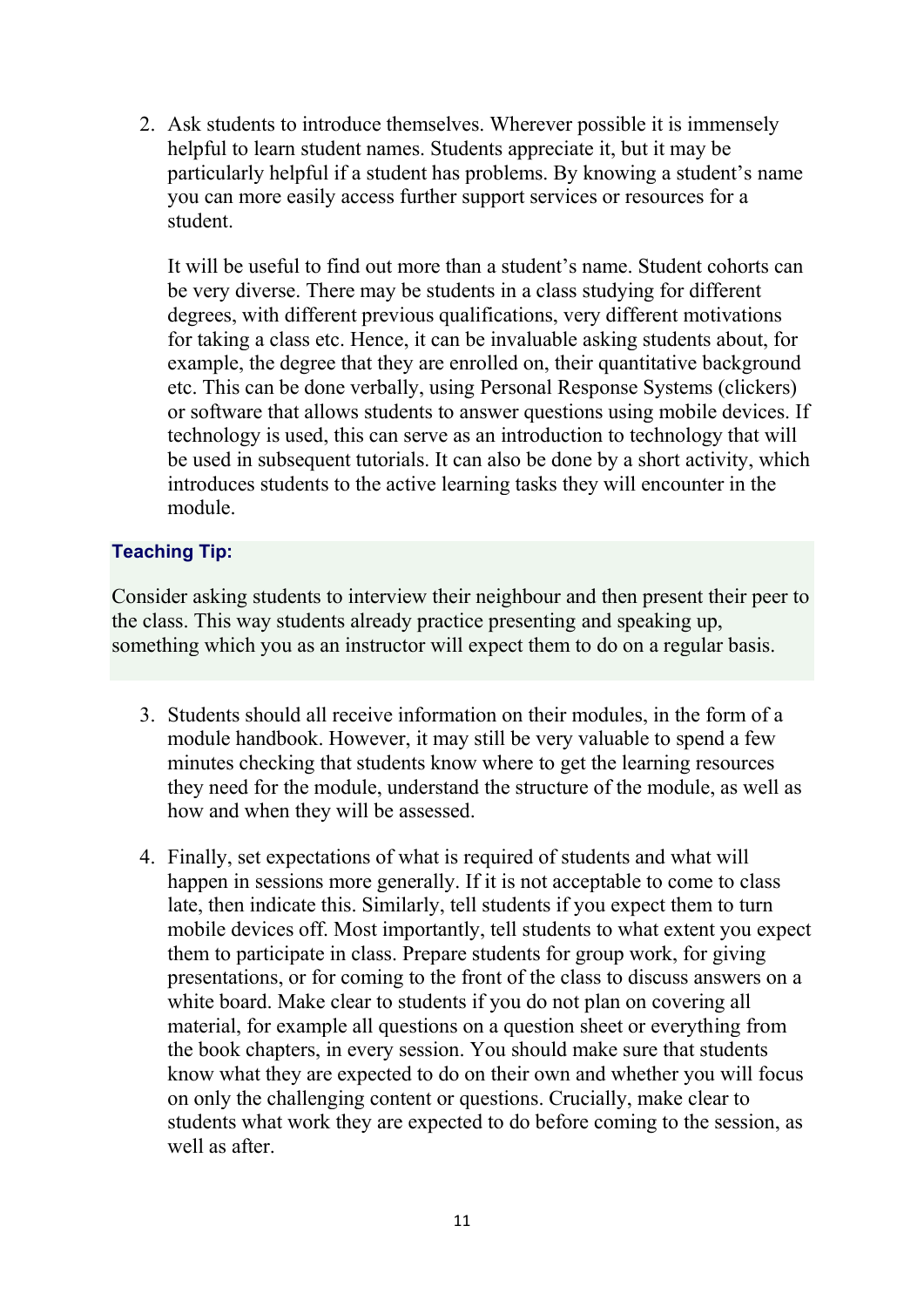2. Ask students to introduce themselves. Wherever possible it is immensely helpful to learn student names. Students appreciate it, but it may be particularly helpful if a student has problems. By knowing a student's name you can more easily access further support services or resources for a student.

   It will be useful to find out more than a student's name. Student cohorts can be very diverse. There may be students in a class studying for different degrees, with different previous qualifications, very different motivations for taking a class etc. Hence, it can be invaluable asking students about, for example, the degree that they are enrolled on, their quantitative background etc. This can be done verbally, using Personal Response Systems (clickers) or software that allows students to answer questions using mobile devices. If technology is used, this can serve as an introduction to technology that will be used in subsequent tutorials. It can also be done by a short activity, which introduces students to the active learning tasks they will encounter in the module.

**Teaching Tip:**

Consider asking students to interview their neighbour and then present their peer to the class. This way students already practice presenting and speaking up, something which you as an instructor will expect them to do on a regular basis.

3. Students should all receive information on their modules, in the form of a module handbook. However, it may still be very valuable to spend a few minutes checking that students know where to get the learning resources they need for the module, understand the structure of the module, as well as how and when they will be assessed.

4. Finally, set expectations of what is required of students and what will happen in sessions more generally. If it is not acceptable to come to class late, then indicate this. Similarly, tell students if you expect them to turn mobile devices off. Most importantly, tell students to what extent you expect them to participate in class. Prepare students for group work, for giving presentations, or for coming to the front of the class to discuss answers on a white board. Make clear to students if you do not plan on covering all material, for example all questions on a question sheet or everything from the book chapters, in every session. You should make sure that students know what they are expected to do on their own and whether you will focus on only the challenging content or questions. Crucially, make clear to students what work they are expected to do before coming to the session, as well as after.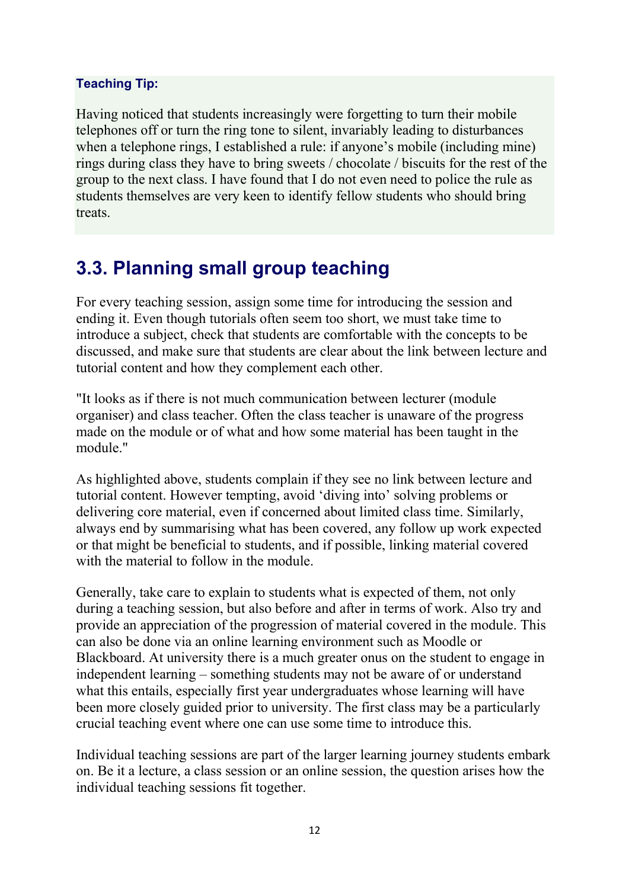**Teaching Tip:**

Having noticed that students increasingly were forgetting to turn their mobile telephones off or turn the ring tone to silent, invariably leading to disturbances when a telephone rings, I established a rule: if anyone's mobile (including mine) rings during class they have to bring sweets / chocolate / biscuits for the rest of the group to the next class. I have found that I do not even need to police the rule as students themselves are very keen to identify fellow students who should bring treats.

## 3.3. Planning small group teaching

For every teaching session, assign some time for introducing the session and ending it. Even though tutorials often seem too short, we must take time to introduce a subject, check that students are comfortable with the concepts to be discussed, and make sure that students are clear about the link between lecture and tutorial content and how they complement each other.

"It looks as if there is not much communication between lecturer (module organiser) and class teacher. Often the class teacher is unaware of the progress made on the module or of what and how some material has been taught in the module."

As highlighted above, students complain if they see no link between lecture and tutorial content. However tempting, avoid 'diving into' solving problems or delivering core material, even if concerned about limited class time. Similarly, always end by summarising what has been covered, any follow up work expected or that might be beneficial to students, and if possible, linking material covered with the material to follow in the module.

Generally, take care to explain to students what is expected of them, not only during a teaching session, but also before and after in terms of work. Also try and provide an appreciation of the progression of material covered in the module. This can also be done via an online learning environment such as Moodle or Blackboard. At university there is a much greater onus on the student to engage in independent learning – something students may not be aware of or understand what this entails, especially first year undergraduates whose learning will have been more closely guided prior to university. The first class may be a particularly crucial teaching event where one can use some time to introduce this.

Individual teaching sessions are part of the larger learning journey students embark on. Be it a lecture, a class session or an online session, the question arises how the individual teaching sessions fit together.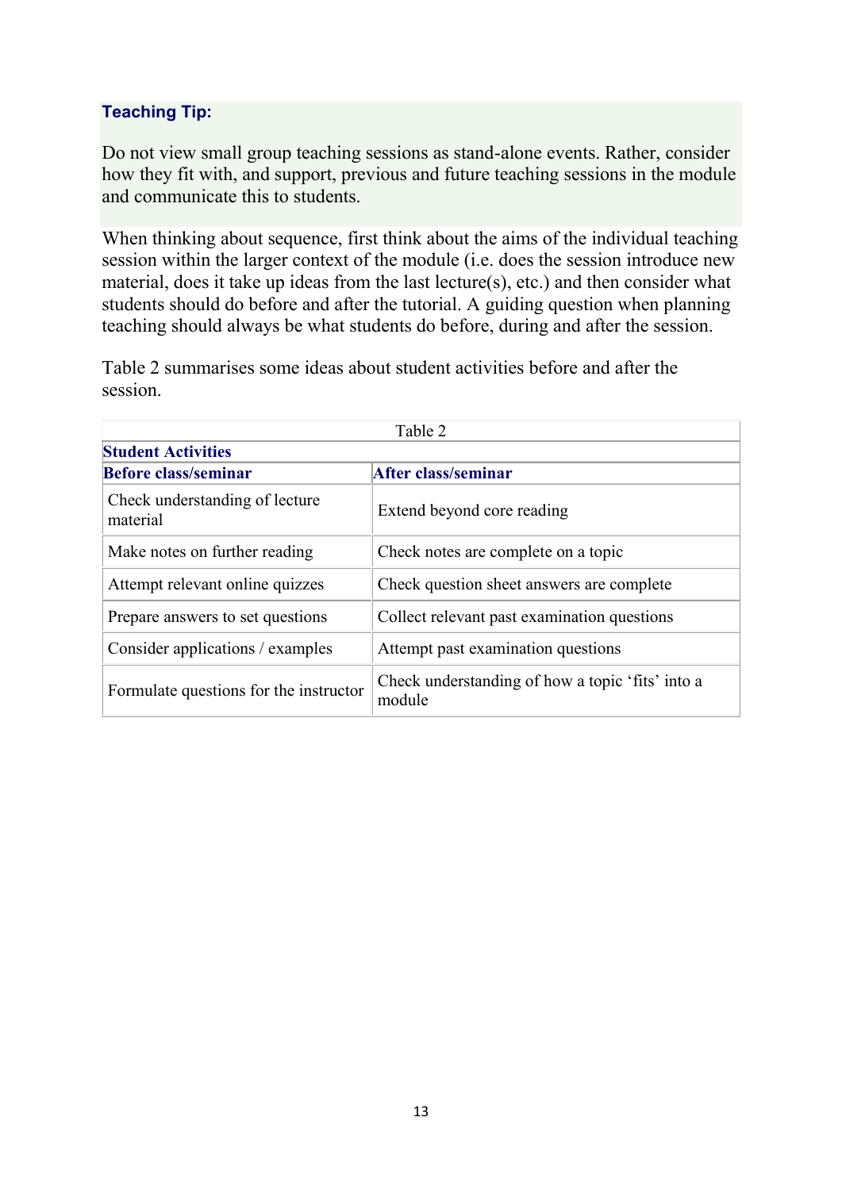**Teaching Tip:**

Do not view small group teaching sessions as stand-alone events. Rather, consider how they fit with, and support, previous and future teaching sessions in the module and communicate this to students.

When thinking about sequence, first think about the aims of the individual teaching session within the larger context of the module (i.e. does the session introduce new material, does it take up ideas from the last lecture(s), etc.) and then consider what students should do before and after the tutorial. A guiding question when planning teaching should always be what students do before, during and after the session.

Table 2 summarises some ideas about student activities before and after the session.

Table 2

| **Student Activities** | |
|---|---|
| **Before class/seminar** | **After class/seminar** |
| Check understanding of lecture material | Extend beyond core reading |
| Make notes on further reading | Check notes are complete on a topic |
| Attempt relevant online quizzes | Check question sheet answers are complete |
| Prepare answers to set questions | Collect relevant past examination questions |
| Consider applications / examples | Attempt past examination questions |
| Formulate questions for the instructor | Check understanding of how a topic 'fits' into a module |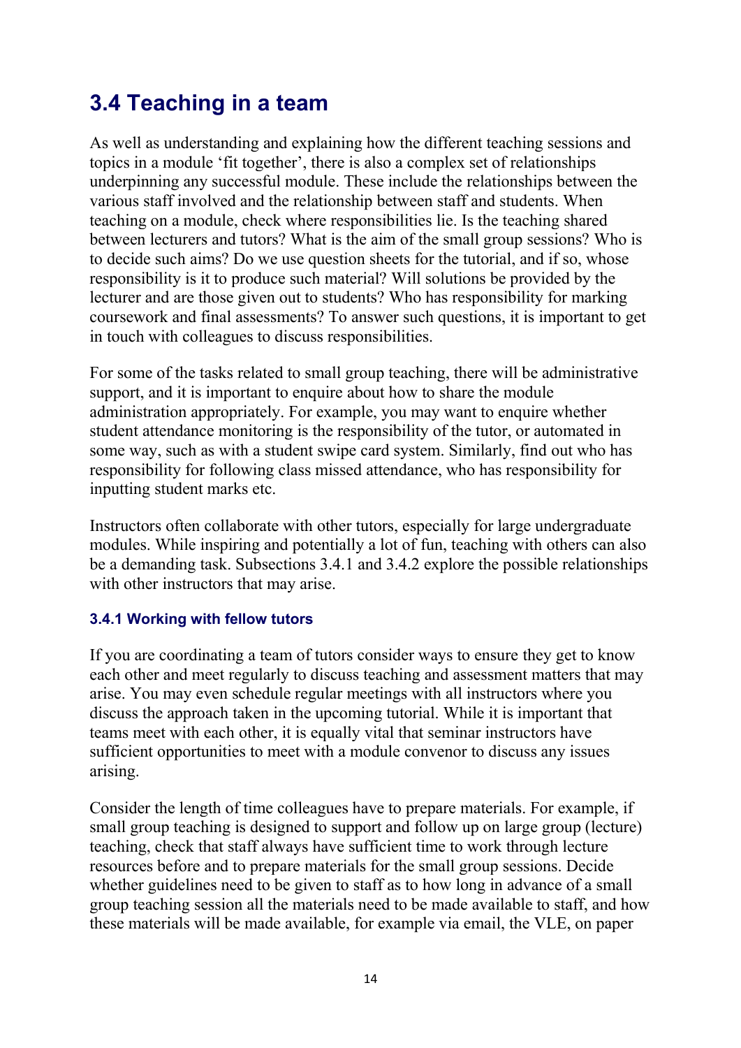## 3.4 Teaching in a team

As well as understanding and explaining how the different teaching sessions and topics in a module 'fit together', there is also a complex set of relationships underpinning any successful module. These include the relationships between the various staff involved and the relationship between staff and students. When teaching on a module, check where responsibilities lie. Is the teaching shared between lecturers and tutors? What is the aim of the small group sessions? Who is to decide such aims? Do we use question sheets for the tutorial, and if so, whose responsibility is it to produce such material? Will solutions be provided by the lecturer and are those given out to students? Who has responsibility for marking coursework and final assessments? To answer such questions, it is important to get in touch with colleagues to discuss responsibilities.

For some of the tasks related to small group teaching, there will be administrative support, and it is important to enquire about how to share the module administration appropriately. For example, you may want to enquire whether student attendance monitoring is the responsibility of the tutor, or automated in some way, such as with a student swipe card system. Similarly, find out who has responsibility for following class missed attendance, who has responsibility for inputting student marks etc.

Instructors often collaborate with other tutors, especially for large undergraduate modules. While inspiring and potentially a lot of fun, teaching with others can also be a demanding task. Subsections 3.4.1 and 3.4.2 explore the possible relationships with other instructors that may arise.

### 3.4.1 Working with fellow tutors

If you are coordinating a team of tutors consider ways to ensure they get to know each other and meet regularly to discuss teaching and assessment matters that may arise. You may even schedule regular meetings with all instructors where you discuss the approach taken in the upcoming tutorial. While it is important that teams meet with each other, it is equally vital that seminar instructors have sufficient opportunities to meet with a module convenor to discuss any issues arising.

Consider the length of time colleagues have to prepare materials. For example, if small group teaching is designed to support and follow up on large group (lecture) teaching, check that staff always have sufficient time to work through lecture resources before and to prepare materials for the small group sessions. Decide whether guidelines need to be given to staff as to how long in advance of a small group teaching session all the materials need to be made available to staff, and how these materials will be made available, for example via email, the VLE, on paper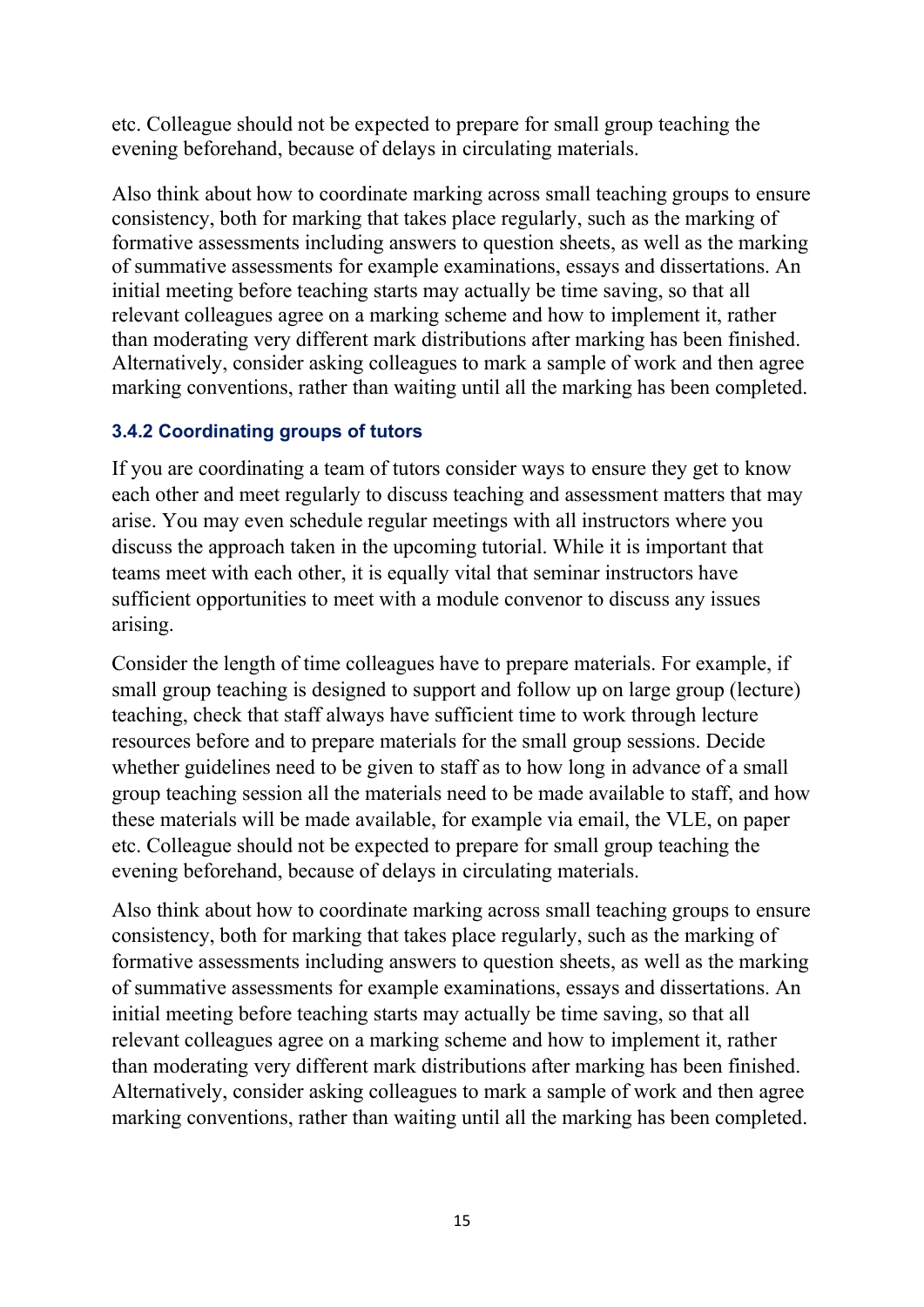etc. Colleague should not be expected to prepare for small group teaching the evening beforehand, because of delays in circulating materials.

Also think about how to coordinate marking across small teaching groups to ensure consistency, both for marking that takes place regularly, such as the marking of formative assessments including answers to question sheets, as well as the marking of summative assessments for example examinations, essays and dissertations. An initial meeting before teaching starts may actually be time saving, so that all relevant colleagues agree on a marking scheme and how to implement it, rather than moderating very different mark distributions after marking has been finished. Alternatively, consider asking colleagues to mark a sample of work and then agree marking conventions, rather than waiting until all the marking has been completed.

### 3.4.2 Coordinating groups of tutors

If you are coordinating a team of tutors consider ways to ensure they get to know each other and meet regularly to discuss teaching and assessment matters that may arise. You may even schedule regular meetings with all instructors where you discuss the approach taken in the upcoming tutorial. While it is important that teams meet with each other, it is equally vital that seminar instructors have sufficient opportunities to meet with a module convenor to discuss any issues arising.

Consider the length of time colleagues have to prepare materials. For example, if small group teaching is designed to support and follow up on large group (lecture) teaching, check that staff always have sufficient time to work through lecture resources before and to prepare materials for the small group sessions. Decide whether guidelines need to be given to staff as to how long in advance of a small group teaching session all the materials need to be made available to staff, and how these materials will be made available, for example via email, the VLE, on paper etc. Colleague should not be expected to prepare for small group teaching the evening beforehand, because of delays in circulating materials.

Also think about how to coordinate marking across small teaching groups to ensure consistency, both for marking that takes place regularly, such as the marking of formative assessments including answers to question sheets, as well as the marking of summative assessments for example examinations, essays and dissertations. An initial meeting before teaching starts may actually be time saving, so that all relevant colleagues agree on a marking scheme and how to implement it, rather than moderating very different mark distributions after marking has been finished. Alternatively, consider asking colleagues to mark a sample of work and then agree marking conventions, rather than waiting until all the marking has been completed.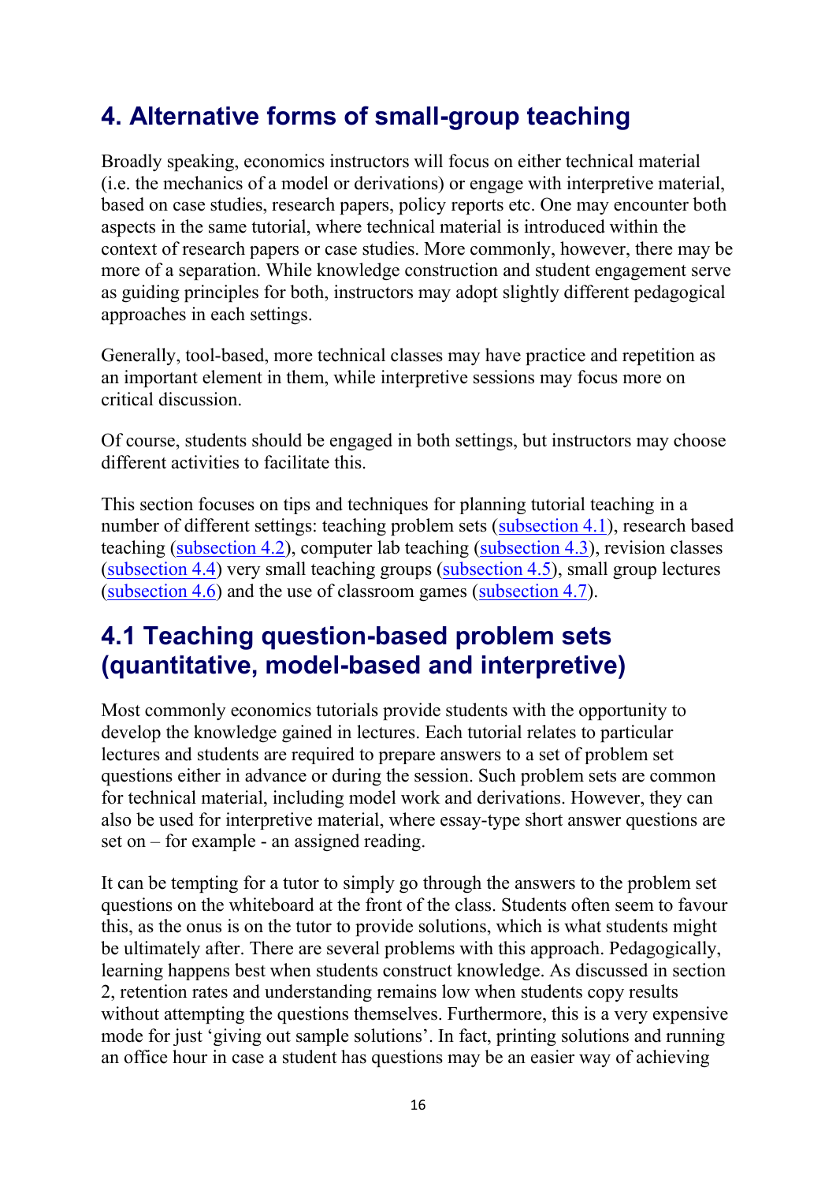# 4. Alternative forms of small-group teaching

Broadly speaking, economics instructors will focus on either technical material (i.e. the mechanics of a model or derivations) or engage with interpretive material, based on case studies, research papers, policy reports etc. One may encounter both aspects in the same tutorial, where technical material is introduced within the context of research papers or case studies. More commonly, however, there may be more of a separation. While knowledge construction and student engagement serve as guiding principles for both, instructors may adopt slightly different pedagogical approaches in each settings.

Generally, tool-based, more technical classes may have practice and repetition as an important element in them, while interpretive sessions may focus more on critical discussion.

Of course, students should be engaged in both settings, but instructors may choose different activities to facilitate this.

This section focuses on tips and techniques for planning tutorial teaching in a number of different settings: teaching problem sets (subsection 4.1), research based teaching (subsection 4.2), computer lab teaching (subsection 4.3), revision classes (subsection 4.4) very small teaching groups (subsection 4.5), small group lectures (subsection 4.6) and the use of classroom games (subsection 4.7).

## 4.1 Teaching question-based problem sets (quantitative, model-based and interpretive)

Most commonly economics tutorials provide students with the opportunity to develop the knowledge gained in lectures. Each tutorial relates to particular lectures and students are required to prepare answers to a set of problem set questions either in advance or during the session. Such problem sets are common for technical material, including model work and derivations. However, they can also be used for interpretive material, where essay-type short answer questions are set on – for example - an assigned reading.

It can be tempting for a tutor to simply go through the answers to the problem set questions on the whiteboard at the front of the class. Students often seem to favour this, as the onus is on the tutor to provide solutions, which is what students might be ultimately after. There are several problems with this approach. Pedagogically, learning happens best when students construct knowledge. As discussed in section 2, retention rates and understanding remains low when students copy results without attempting the questions themselves. Furthermore, this is a very expensive mode for just 'giving out sample solutions'. In fact, printing solutions and running an office hour in case a student has questions may be an easier way of achieving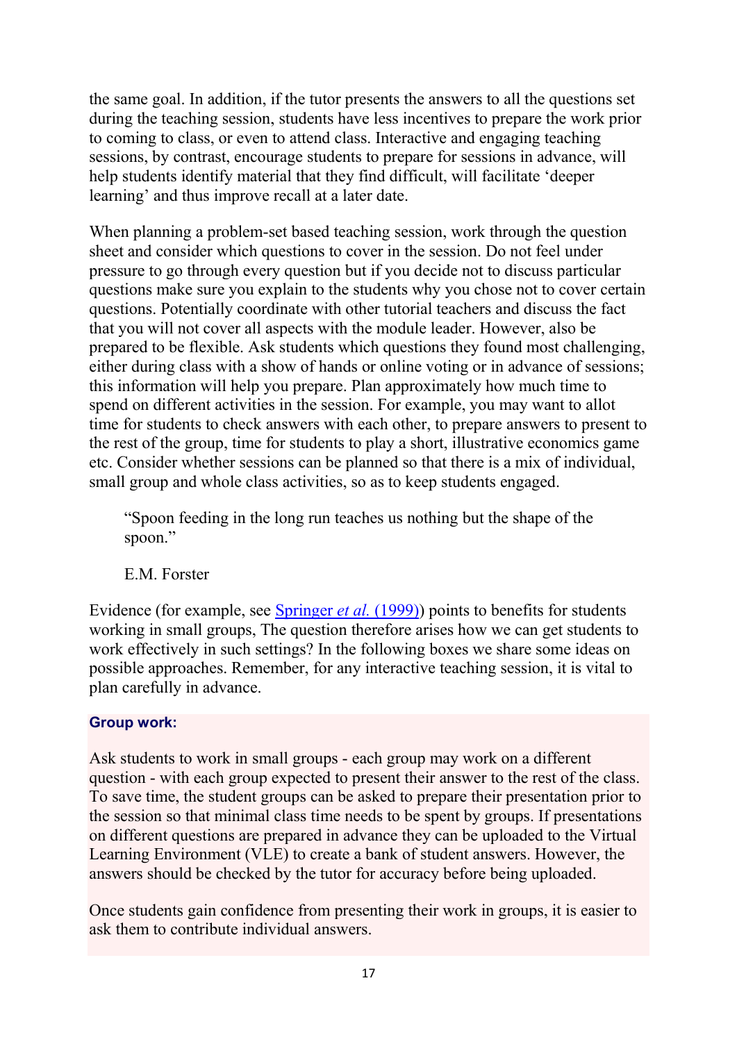the same goal. In addition, if the tutor presents the answers to all the questions set during the teaching session, students have less incentives to prepare the work prior to coming to class, or even to attend class. Interactive and engaging teaching sessions, by contrast, encourage students to prepare for sessions in advance, will help students identify material that they find difficult, will facilitate 'deeper learning' and thus improve recall at a later date.

When planning a problem-set based teaching session, work through the question sheet and consider which questions to cover in the session. Do not feel under pressure to go through every question but if you decide not to discuss particular questions make sure you explain to the students why you chose not to cover certain questions. Potentially coordinate with other tutorial teachers and discuss the fact that you will not cover all aspects with the module leader. However, also be prepared to be flexible. Ask students which questions they found most challenging, either during class with a show of hands or online voting or in advance of sessions; this information will help you prepare. Plan approximately how much time to spend on different activities in the session. For example, you may want to allot time for students to check answers with each other, to prepare answers to present to the rest of the group, time for students to play a short, illustrative economics game etc. Consider whether sessions can be planned so that there is a mix of individual, small group and whole class activities, so as to keep students engaged.

> "Spoon feeding in the long run teaches us nothing but the shape of the spoon."
>
> E.M. Forster

Evidence (for example, see Springer *et al.* (1999)) points to benefits for students working in small groups, The question therefore arises how we can get students to work effectively in such settings? In the following boxes we share some ideas on possible approaches. Remember, for any interactive teaching session, it is vital to plan carefully in advance.

**Group work:**

Ask students to work in small groups - each group may work on a different question - with each group expected to present their answer to the rest of the class. To save time, the student groups can be asked to prepare their presentation prior to the session so that minimal class time needs to be spent by groups. If presentations on different questions are prepared in advance they can be uploaded to the Virtual Learning Environment (VLE) to create a bank of student answers. However, the answers should be checked by the tutor for accuracy before being uploaded.

Once students gain confidence from presenting their work in groups, it is easier to ask them to contribute individual answers.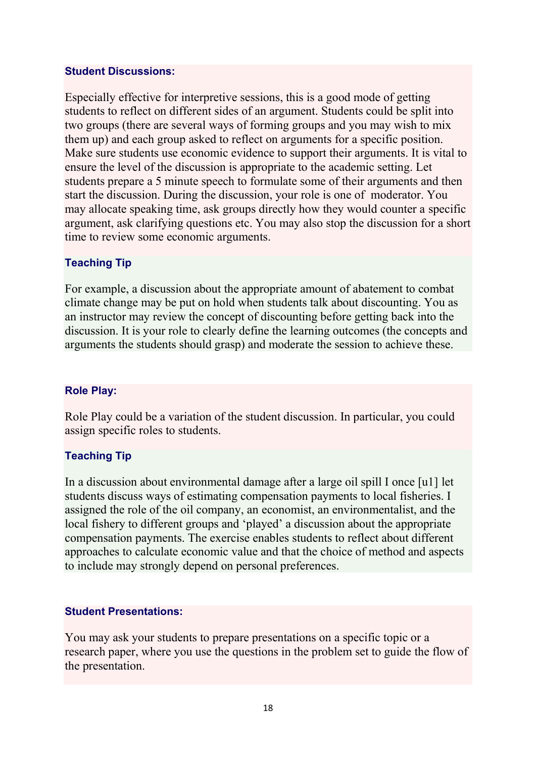### Student Discussions:

Especially effective for interpretive sessions, this is a good mode of getting students to reflect on different sides of an argument. Students could be split into two groups (there are several ways of forming groups and you may wish to mix them up) and each group asked to reflect on arguments for a specific position. Make sure students use economic evidence to support their arguments. It is vital to ensure the level of the discussion is appropriate to the academic setting. Let students prepare a 5 minute speech to formulate some of their arguments and then start the discussion. During the discussion, your role is one of moderator. You may allocate speaking time, ask groups directly how they would counter a specific argument, ask clarifying questions etc. You may also stop the discussion for a short time to review some economic arguments.

### Teaching Tip

For example, a discussion about the appropriate amount of abatement to combat climate change may be put on hold when students talk about discounting. You as an instructor may review the concept of discounting before getting back into the discussion. It is your role to clearly define the learning outcomes (the concepts and arguments the students should grasp) and moderate the session to achieve these.

### Role Play:

Role Play could be a variation of the student discussion. In particular, you could assign specific roles to students.

### Teaching Tip

In a discussion about environmental damage after a large oil spill I once [u1] let students discuss ways of estimating compensation payments to local fisheries. I assigned the role of the oil company, an economist, an environmentalist, and the local fishery to different groups and 'played' a discussion about the appropriate compensation payments. The exercise enables students to reflect about different approaches to calculate economic value and that the choice of method and aspects to include may strongly depend on personal preferences.

### Student Presentations:

You may ask your students to prepare presentations on a specific topic or a research paper, where you use the questions in the problem set to guide the flow of the presentation.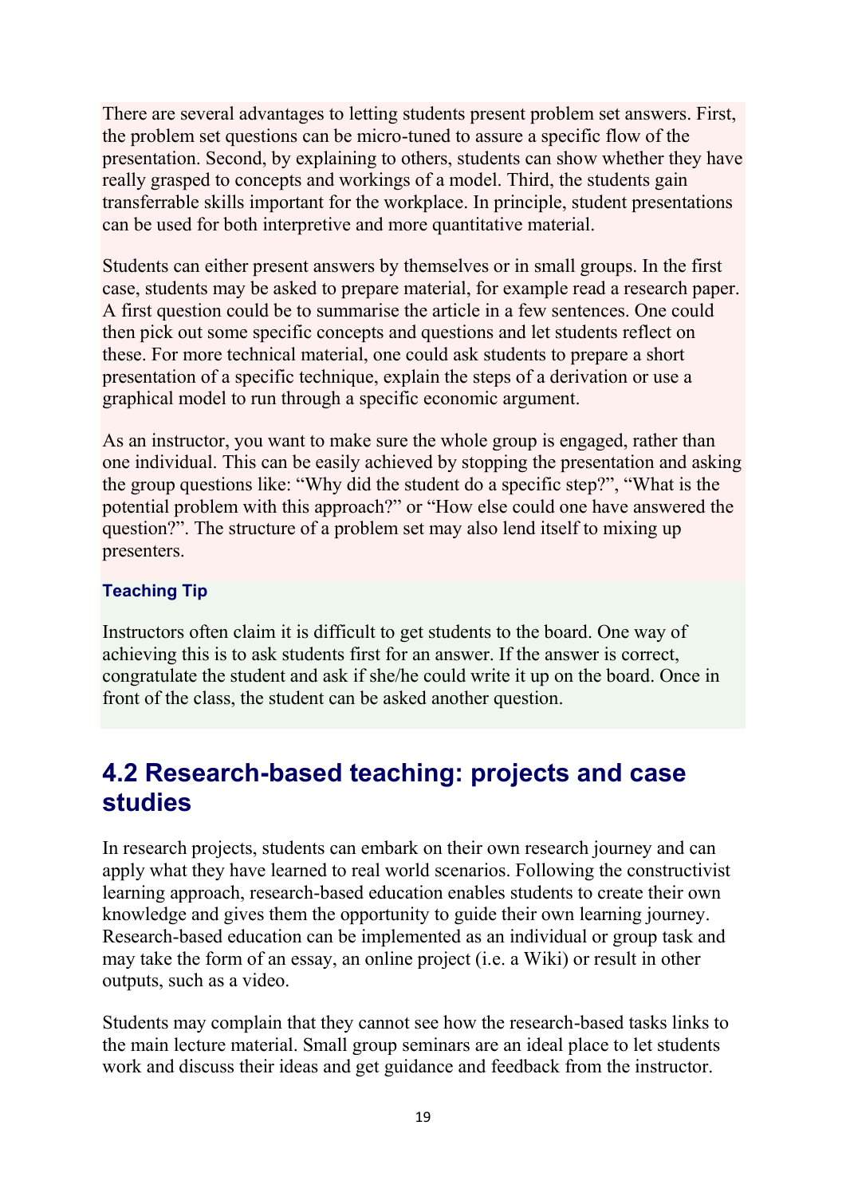There are several advantages to letting students present problem set answers. First, the problem set questions can be micro-tuned to assure a specific flow of the presentation. Second, by explaining to others, students can show whether they have really grasped to concepts and workings of a model. Third, the students gain transferrable skills important for the workplace. In principle, student presentations can be used for both interpretive and more quantitative material.

Students can either present answers by themselves or in small groups. In the first case, students may be asked to prepare material, for example read a research paper. A first question could be to summarise the article in a few sentences. One could then pick out some specific concepts and questions and let students reflect on these. For more technical material, one could ask students to prepare a short presentation of a specific technique, explain the steps of a derivation or use a graphical model to run through a specific economic argument.

As an instructor, you want to make sure the whole group is engaged, rather than one individual. This can be easily achieved by stopping the presentation and asking the group questions like: "Why did the student do a specific step?", "What is the potential problem with this approach?" or "How else could one have answered the question?". The structure of a problem set may also lend itself to mixing up presenters.

#### Teaching Tip

Instructors often claim it is difficult to get students to the board. One way of achieving this is to ask students first for an answer. If the answer is correct, congratulate the student and ask if she/he could write it up on the board. Once in front of the class, the student can be asked another question.

## 4.2 Research-based teaching: projects and case studies

In research projects, students can embark on their own research journey and can apply what they have learned to real world scenarios. Following the constructivist learning approach, research-based education enables students to create their own knowledge and gives them the opportunity to guide their own learning journey. Research-based education can be implemented as an individual or group task and may take the form of an essay, an online project (i.e. a Wiki) or result in other outputs, such as a video.

Students may complain that they cannot see how the research-based tasks links to the main lecture material. Small group seminars are an ideal place to let students work and discuss their ideas and get guidance and feedback from the instructor.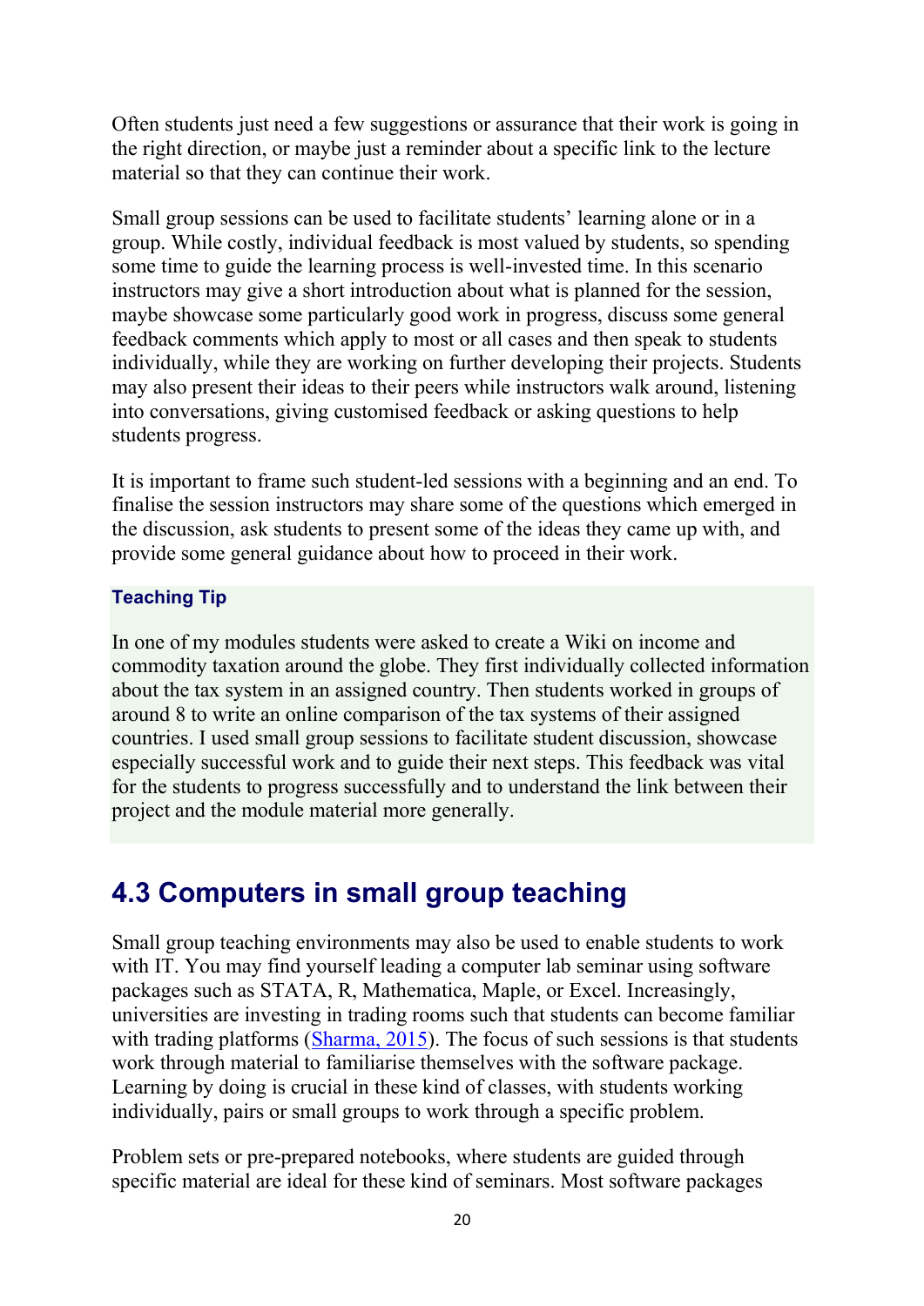Often students just need a few suggestions or assurance that their work is going in the right direction, or maybe just a reminder about a specific link to the lecture material so that they can continue their work.

Small group sessions can be used to facilitate students' learning alone or in a group. While costly, individual feedback is most valued by students, so spending some time to guide the learning process is well-invested time. In this scenario instructors may give a short introduction about what is planned for the session, maybe showcase some particularly good work in progress, discuss some general feedback comments which apply to most or all cases and then speak to students individually, while they are working on further developing their projects. Students may also present their ideas to their peers while instructors walk around, listening into conversations, giving customised feedback or asking questions to help students progress.

It is important to frame such student-led sessions with a beginning and an end. To finalise the session instructors may share some of the questions which emerged in the discussion, ask students to present some of the ideas they came up with, and provide some general guidance about how to proceed in their work.

**Teaching Tip**

In one of my modules students were asked to create a Wiki on income and commodity taxation around the globe. They first individually collected information about the tax system in an assigned country. Then students worked in groups of around 8 to write an online comparison of the tax systems of their assigned countries. I used small group sessions to facilitate student discussion, showcase especially successful work and to guide their next steps. This feedback was vital for the students to progress successfully and to understand the link between their project and the module material more generally.

## 4.3 Computers in small group teaching

Small group teaching environments may also be used to enable students to work with IT. You may find yourself leading a computer lab seminar using software packages such as STATA, R, Mathematica, Maple, or Excel. Increasingly, universities are investing in trading rooms such that students can become familiar with trading platforms (Sharma, 2015). The focus of such sessions is that students work through material to familiarise themselves with the software package. Learning by doing is crucial in these kind of classes, with students working individually, pairs or small groups to work through a specific problem.

Problem sets or pre-prepared notebooks, where students are guided through specific material are ideal for these kind of seminars. Most software packages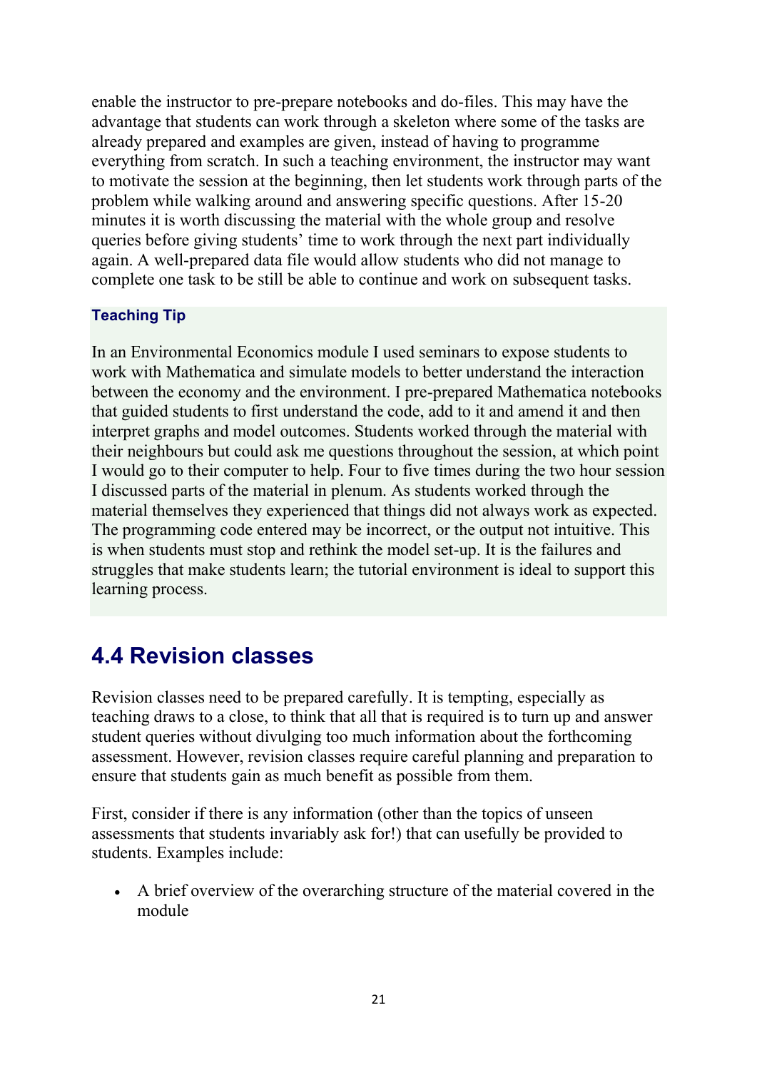enable the instructor to pre-prepare notebooks and do-files. This may have the advantage that students can work through a skeleton where some of the tasks are already prepared and examples are given, instead of having to programme everything from scratch. In such a teaching environment, the instructor may want to motivate the session at the beginning, then let students work through parts of the problem while walking around and answering specific questions. After 15-20 minutes it is worth discussing the material with the whole group and resolve queries before giving students' time to work through the next part individually again. A well-prepared data file would allow students who did not manage to complete one task to be still be able to continue and work on subsequent tasks.

**Teaching Tip**

In an Environmental Economics module I used seminars to expose students to work with Mathematica and simulate models to better understand the interaction between the economy and the environment. I pre-prepared Mathematica notebooks that guided students to first understand the code, add to it and amend it and then interpret graphs and model outcomes. Students worked through the material with their neighbours but could ask me questions throughout the session, at which point I would go to their computer to help. Four to five times during the two hour session I discussed parts of the material in plenum. As students worked through the material themselves they experienced that things did not always work as expected. The programming code entered may be incorrect, or the output not intuitive. This is when students must stop and rethink the model set-up. It is the failures and struggles that make students learn; the tutorial environment is ideal to support this learning process.

## 4.4 Revision classes

Revision classes need to be prepared carefully. It is tempting, especially as teaching draws to a close, to think that all that is required is to turn up and answer student queries without divulging too much information about the forthcoming assessment. However, revision classes require careful planning and preparation to ensure that students gain as much benefit as possible from them.

First, consider if there is any information (other than the topics of unseen assessments that students invariably ask for!) that can usefully be provided to students. Examples include:

- A brief overview of the overarching structure of the material covered in the module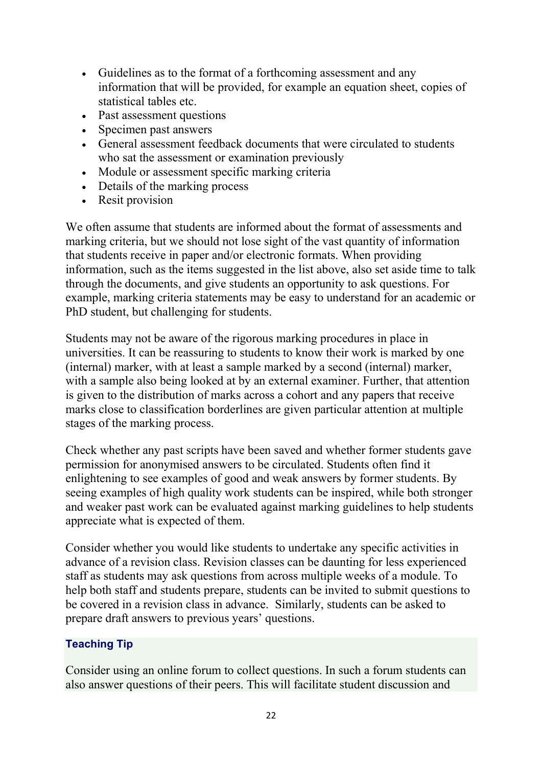- Guidelines as to the format of a forthcoming assessment and any information that will be provided, for example an equation sheet, copies of statistical tables etc.
- Past assessment questions
- Specimen past answers
- General assessment feedback documents that were circulated to students who sat the assessment or examination previously
- Module or assessment specific marking criteria
- Details of the marking process
- Resit provision

We often assume that students are informed about the format of assessments and marking criteria, but we should not lose sight of the vast quantity of information that students receive in paper and/or electronic formats. When providing information, such as the items suggested in the list above, also set aside time to talk through the documents, and give students an opportunity to ask questions. For example, marking criteria statements may be easy to understand for an academic or PhD student, but challenging for students.

Students may not be aware of the rigorous marking procedures in place in universities. It can be reassuring to students to know their work is marked by one (internal) marker, with at least a sample marked by a second (internal) marker, with a sample also being looked at by an external examiner. Further, that attention is given to the distribution of marks across a cohort and any papers that receive marks close to classification borderlines are given particular attention at multiple stages of the marking process.

Check whether any past scripts have been saved and whether former students gave permission for anonymised answers to be circulated. Students often find it enlightening to see examples of good and weak answers by former students. By seeing examples of high quality work students can be inspired, while both stronger and weaker past work can be evaluated against marking guidelines to help students appreciate what is expected of them.

Consider whether you would like students to undertake any specific activities in advance of a revision class. Revision classes can be daunting for less experienced staff as students may ask questions from across multiple weeks of a module. To help both staff and students prepare, students can be invited to submit questions to be covered in a revision class in advance. Similarly, students can be asked to prepare draft answers to previous years' questions.

**Teaching Tip**

Consider using an online forum to collect questions. In such a forum students can also answer questions of their peers. This will facilitate student discussion and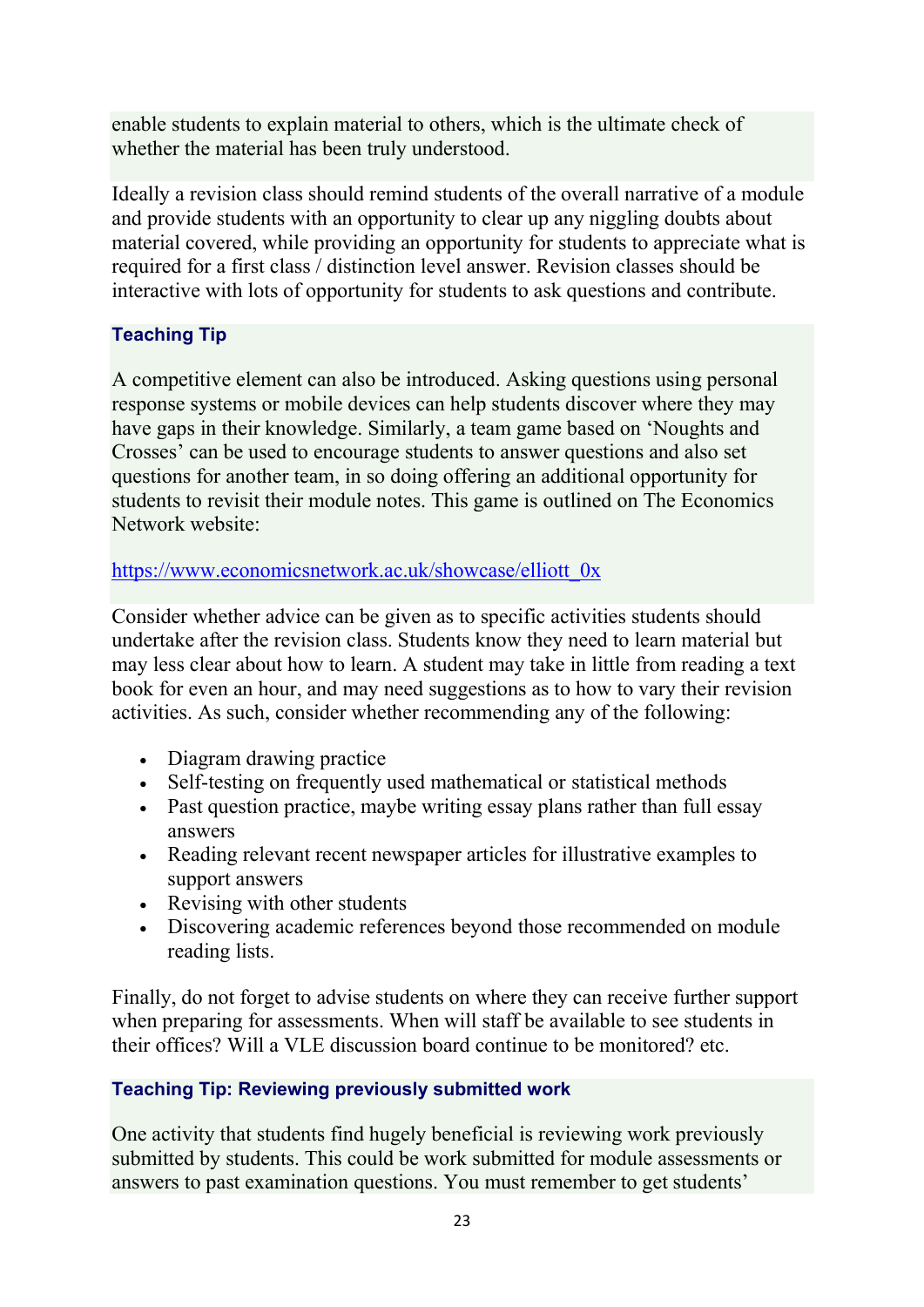enable students to explain material to others, which is the ultimate check of whether the material has been truly understood.

Ideally a revision class should remind students of the overall narrative of a module and provide students with an opportunity to clear up any niggling doubts about material covered, while providing an opportunity for students to appreciate what is required for a first class / distinction level answer. Revision classes should be interactive with lots of opportunity for students to ask questions and contribute.

### Teaching Tip

A competitive element can also be introduced. Asking questions using personal response systems or mobile devices can help students discover where they may have gaps in their knowledge. Similarly, a team game based on 'Noughts and Crosses' can be used to encourage students to answer questions and also set questions for another team, in so doing offering an additional opportunity for students to revisit their module notes. This game is outlined on The Economics Network website:

https://www.economicsnetwork.ac.uk/showcase/elliott_0x

Consider whether advice can be given as to specific activities students should undertake after the revision class. Students know they need to learn material but may less clear about how to learn. A student may take in little from reading a text book for even an hour, and may need suggestions as to how to vary their revision activities. As such, consider whether recommending any of the following:

- Diagram drawing practice
- Self-testing on frequently used mathematical or statistical methods
- Past question practice, maybe writing essay plans rather than full essay answers
- Reading relevant recent newspaper articles for illustrative examples to support answers
- Revising with other students
- Discovering academic references beyond those recommended on module reading lists.

Finally, do not forget to advise students on where they can receive further support when preparing for assessments. When will staff be available to see students in their offices? Will a VLE discussion board continue to be monitored? etc.

### Teaching Tip: Reviewing previously submitted work

One activity that students find hugely beneficial is reviewing work previously submitted by students. This could be work submitted for module assessments or answers to past examination questions. You must remember to get students'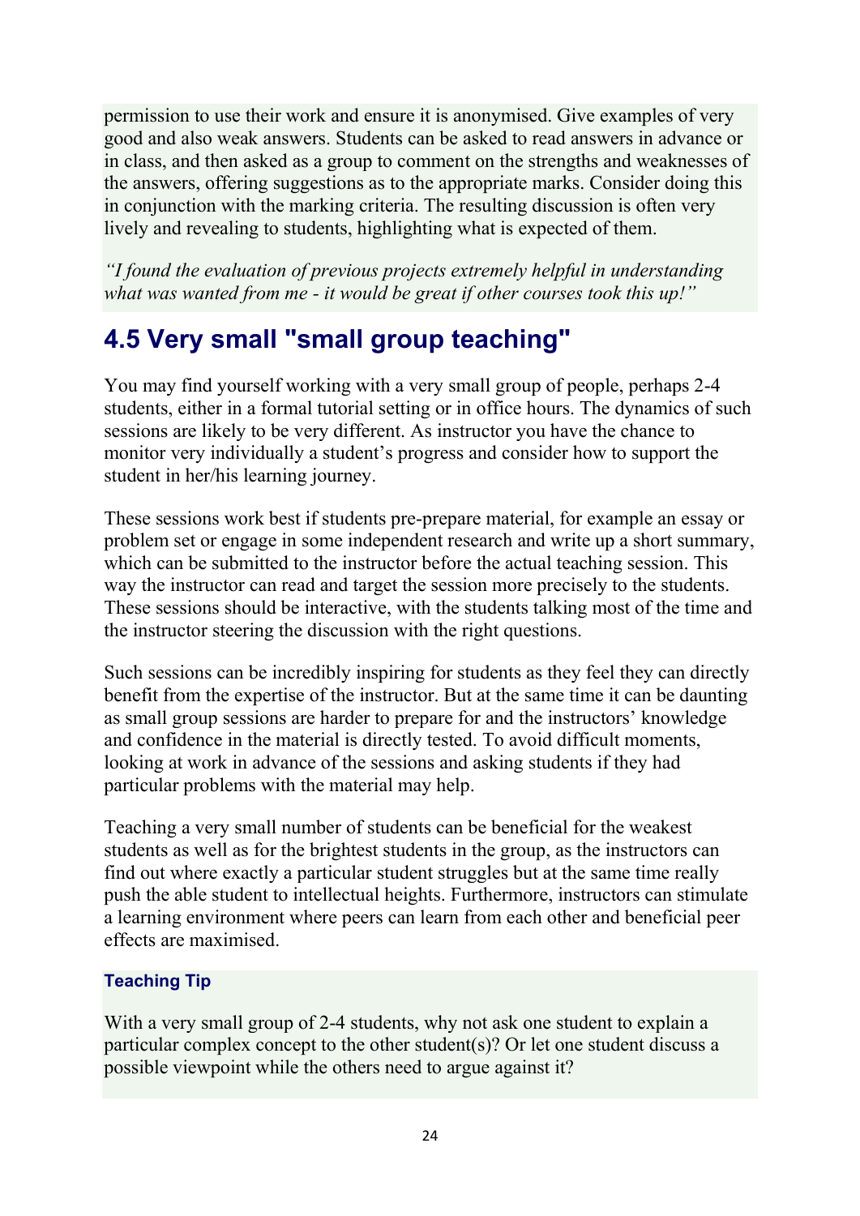permission to use their work and ensure it is anonymised. Give examples of very good and also weak answers. Students can be asked to read answers in advance or in class, and then asked as a group to comment on the strengths and weaknesses of the answers, offering suggestions as to the appropriate marks. Consider doing this in conjunction with the marking criteria. The resulting discussion is often very lively and revealing to students, highlighting what is expected of them.

*"I found the evaluation of previous projects extremely helpful in understanding what was wanted from me - it would be great if other courses took this up!"*

## 4.5 Very small "small group teaching"

You may find yourself working with a very small group of people, perhaps 2-4 students, either in a formal tutorial setting or in office hours. The dynamics of such sessions are likely to be very different. As instructor you have the chance to monitor very individually a student's progress and consider how to support the student in her/his learning journey.

These sessions work best if students pre-prepare material, for example an essay or problem set or engage in some independent research and write up a short summary, which can be submitted to the instructor before the actual teaching session. This way the instructor can read and target the session more precisely to the students. These sessions should be interactive, with the students talking most of the time and the instructor steering the discussion with the right questions.

Such sessions can be incredibly inspiring for students as they feel they can directly benefit from the expertise of the instructor. But at the same time it can be daunting as small group sessions are harder to prepare for and the instructors' knowledge and confidence in the material is directly tested. To avoid difficult moments, looking at work in advance of the sessions and asking students if they had particular problems with the material may help.

Teaching a very small number of students can be beneficial for the weakest students as well as for the brightest students in the group, as the instructors can find out where exactly a particular student struggles but at the same time really push the able student to intellectual heights. Furthermore, instructors can stimulate a learning environment where peers can learn from each other and beneficial peer effects are maximised.

#### Teaching Tip

With a very small group of 2-4 students, why not ask one student to explain a particular complex concept to the other student(s)? Or let one student discuss a possible viewpoint while the others need to argue against it?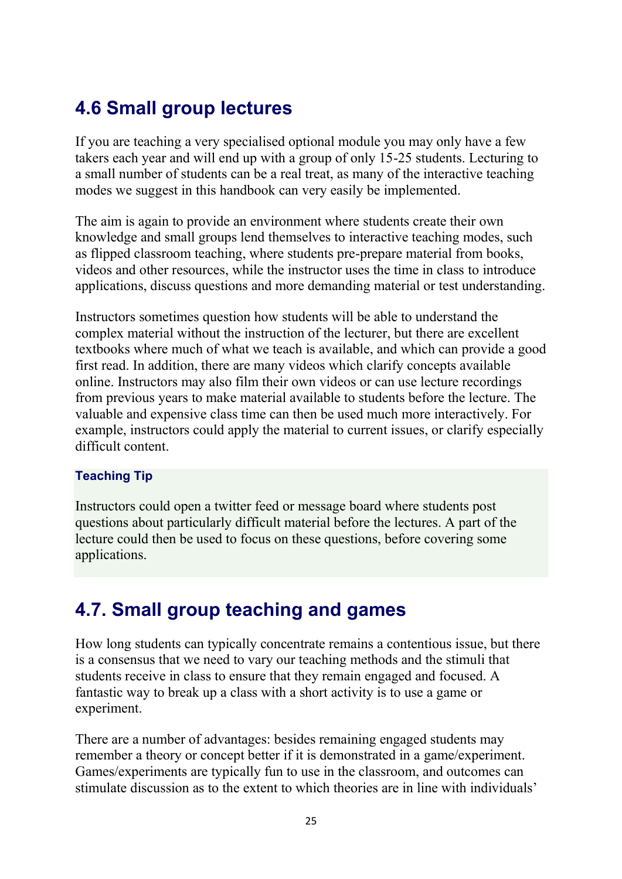## 4.6 Small group lectures

If you are teaching a very specialised optional module you may only have a few takers each year and will end up with a group of only 15-25 students. Lecturing to a small number of students can be a real treat, as many of the interactive teaching modes we suggest in this handbook can very easily be implemented.

The aim is again to provide an environment where students create their own knowledge and small groups lend themselves to interactive teaching modes, such as flipped classroom teaching, where students pre-prepare material from books, videos and other resources, while the instructor uses the time in class to introduce applications, discuss questions and more demanding material or test understanding.

Instructors sometimes question how students will be able to understand the complex material without the instruction of the lecturer, but there are excellent textbooks where much of what we teach is available, and which can provide a good first read. In addition, there are many videos which clarify concepts available online. Instructors may also film their own videos or can use lecture recordings from previous years to make material available to students before the lecture. The valuable and expensive class time can then be used much more interactively. For example, instructors could apply the material to current issues, or clarify especially difficult content.

**Teaching Tip**

Instructors could open a twitter feed or message board where students post questions about particularly difficult material before the lectures. A part of the lecture could then be used to focus on these questions, before covering some applications.

## 4.7. Small group teaching and games

How long students can typically concentrate remains a contentious issue, but there is a consensus that we need to vary our teaching methods and the stimuli that students receive in class to ensure that they remain engaged and focused. A fantastic way to break up a class with a short activity is to use a game or experiment.

There are a number of advantages: besides remaining engaged students may remember a theory or concept better if it is demonstrated in a game/experiment. Games/experiments are typically fun to use in the classroom, and outcomes can stimulate discussion as to the extent to which theories are in line with individuals'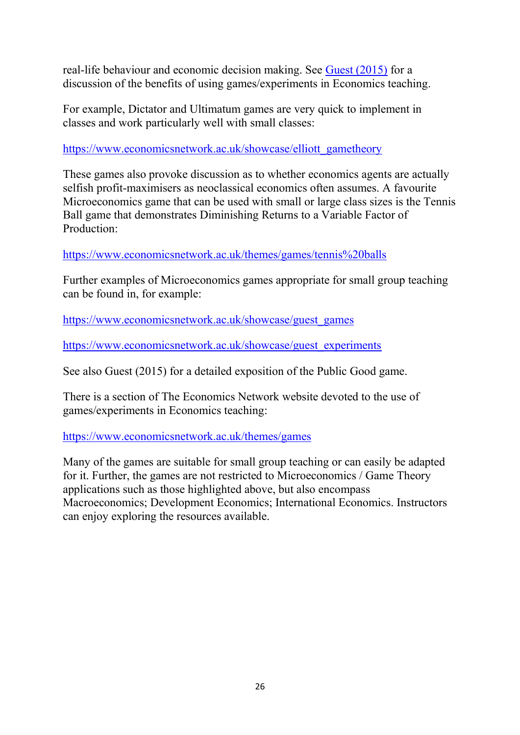real-life behaviour and economic decision making. See [Guest (2015)](#) for a discussion of the benefits of using games/experiments in Economics teaching.

For example, Dictator and Ultimatum games are very quick to implement in classes and work particularly well with small classes:

https://www.economicsnetwork.ac.uk/showcase/elliott_gametheory

These games also provoke discussion as to whether economics agents are actually selfish profit-maximisers as neoclassical economics often assumes. A favourite Microeconomics game that can be used with small or large class sizes is the Tennis Ball game that demonstrates Diminishing Returns to a Variable Factor of Production:

https://www.economicsnetwork.ac.uk/themes/games/tennis%20balls

Further examples of Microeconomics games appropriate for small group teaching can be found in, for example:

https://www.economicsnetwork.ac.uk/showcase/guest_games

https://www.economicsnetwork.ac.uk/showcase/guest_experiments

See also Guest (2015) for a detailed exposition of the Public Good game.

There is a section of The Economics Network website devoted to the use of games/experiments in Economics teaching:

https://www.economicsnetwork.ac.uk/themes/games

Many of the games are suitable for small group teaching or can easily be adapted for it. Further, the games are not restricted to Microeconomics / Game Theory applications such as those highlighted above, but also encompass Macroeconomics; Development Economics; International Economics. Instructors can enjoy exploring the resources available.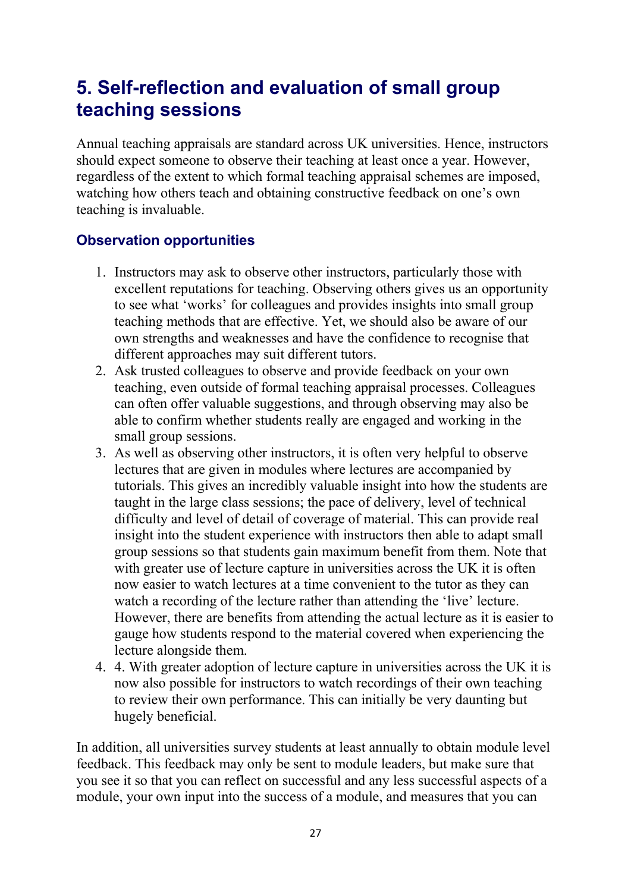## 5. Self-reflection and evaluation of small group teaching sessions

Annual teaching appraisals are standard across UK universities. Hence, instructors should expect someone to observe their teaching at least once a year. However, regardless of the extent to which formal teaching appraisal schemes are imposed, watching how others teach and obtaining constructive feedback on one's own teaching is invaluable.

### Observation opportunities

1. Instructors may ask to observe other instructors, particularly those with excellent reputations for teaching. Observing others gives us an opportunity to see what 'works' for colleagues and provides insights into small group teaching methods that are effective. Yet, we should also be aware of our own strengths and weaknesses and have the confidence to recognise that different approaches may suit different tutors.
2. Ask trusted colleagues to observe and provide feedback on your own teaching, even outside of formal teaching appraisal processes. Colleagues can often offer valuable suggestions, and through observing may also be able to confirm whether students really are engaged and working in the small group sessions.
3. As well as observing other instructors, it is often very helpful to observe lectures that are given in modules where lectures are accompanied by tutorials. This gives an incredibly valuable insight into how the students are taught in the large class sessions; the pace of delivery, level of technical difficulty and level of detail of coverage of material. This can provide real insight into the student experience with instructors then able to adapt small group sessions so that students gain maximum benefit from them. Note that with greater use of lecture capture in universities across the UK it is often now easier to watch lectures at a time convenient to the tutor as they can watch a recording of the lecture rather than attending the 'live' lecture. However, there are benefits from attending the actual lecture as it is easier to gauge how students respond to the material covered when experiencing the lecture alongside them.
4. 4. With greater adoption of lecture capture in universities across the UK it is now also possible for instructors to watch recordings of their own teaching to review their own performance. This can initially be very daunting but hugely beneficial.

In addition, all universities survey students at least annually to obtain module level feedback. This feedback may only be sent to module leaders, but make sure that you see it so that you can reflect on successful and any less successful aspects of a module, your own input into the success of a module, and measures that you can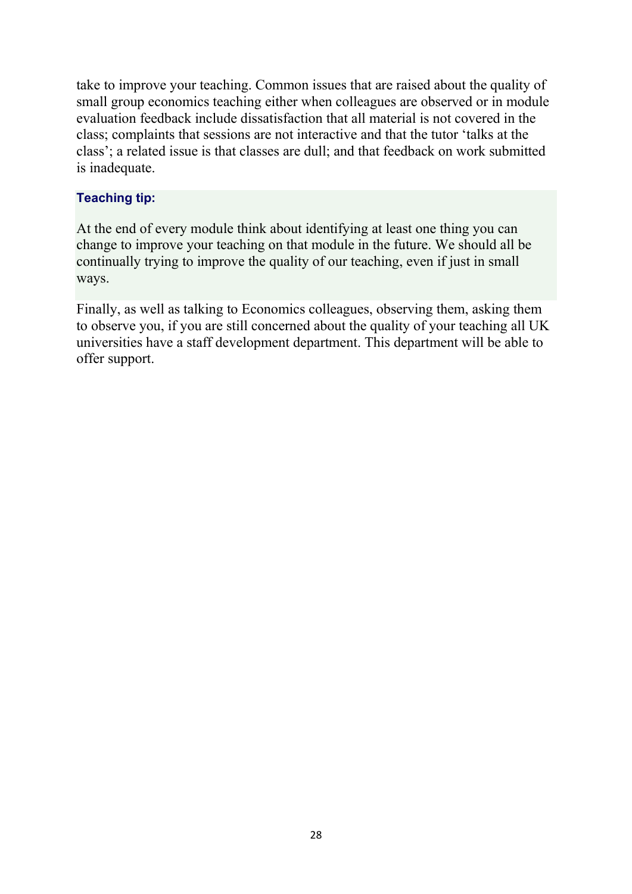take to improve your teaching. Common issues that are raised about the quality of small group economics teaching either when colleagues are observed or in module evaluation feedback include dissatisfaction that all material is not covered in the class; complaints that sessions are not interactive and that the tutor 'talks at the class'; a related issue is that classes are dull; and that feedback on work submitted is inadequate.

**Teaching tip:**

At the end of every module think about identifying at least one thing you can change to improve your teaching on that module in the future. We should all be continually trying to improve the quality of our teaching, even if just in small ways.

Finally, as well as talking to Economics colleagues, observing them, asking them to observe you, if you are still concerned about the quality of your teaching all UK universities have a staff development department. This department will be able to offer support.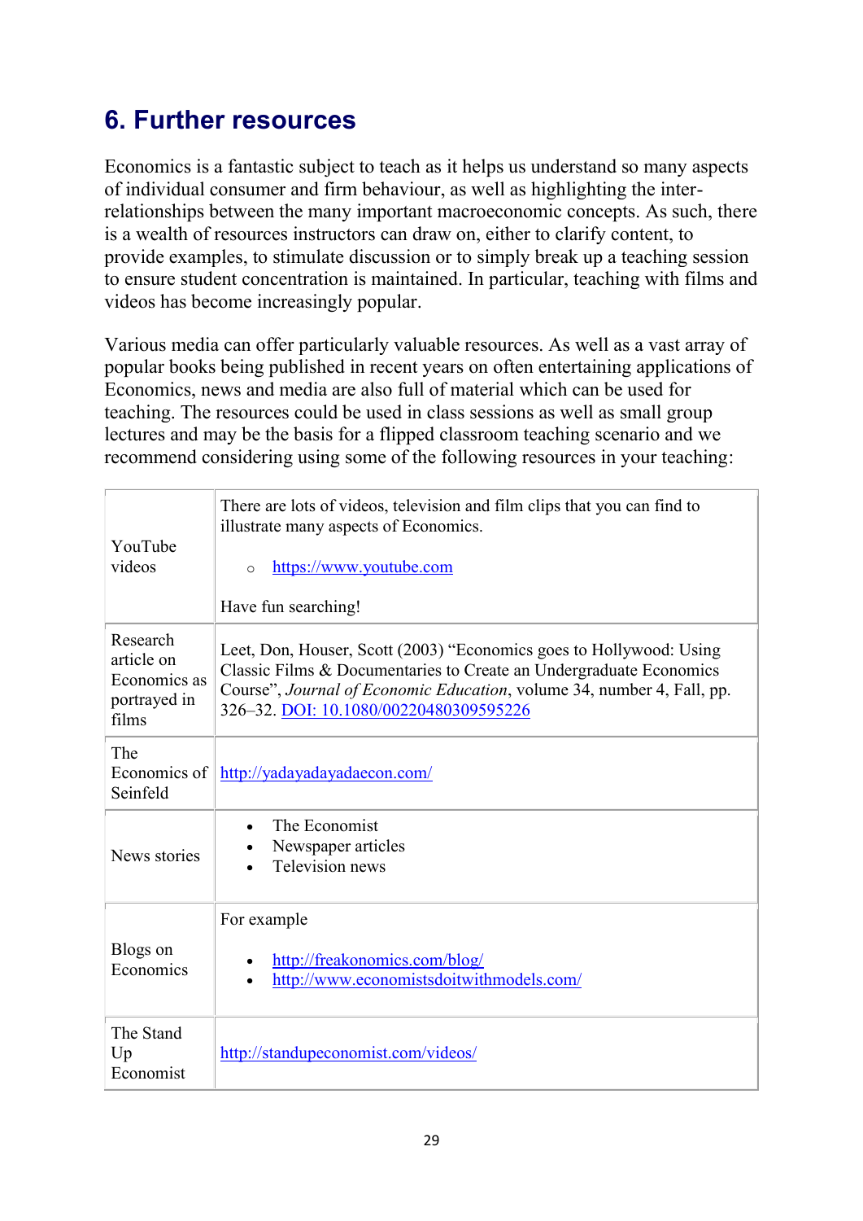## 6. Further resources

Economics is a fantastic subject to teach as it helps us understand so many aspects of individual consumer and firm behaviour, as well as highlighting the inter-relationships between the many important macroeconomic concepts. As such, there is a wealth of resources instructors can draw on, either to clarify content, to provide examples, to stimulate discussion or to simply break up a teaching session to ensure student concentration is maintained. In particular, teaching with films and videos has become increasingly popular.

Various media can offer particularly valuable resources. As well as a vast array of popular books being published in recent years on often entertaining applications of Economics, news and media are also full of material which can be used for teaching. The resources could be used in class sessions as well as small group lectures and may be the basis for a flipped classroom teaching scenario and we recommend considering using some of the following resources in your teaching:

| | |
|---|---|
| YouTube videos | There are lots of videos, television and film clips that you can find to illustrate many aspects of Economics.<br><br>○ https://www.youtube.com<br><br>Have fun searching! |
| Research article on Economics as portrayed in films | Leet, Don, Houser, Scott (2003) "Economics goes to Hollywood: Using Classic Films & Documentaries to Create an Undergraduate Economics Course", *Journal of Economic Education*, volume 34, number 4, Fall, pp. 326–32. DOI: 10.1080/00220480309595226 |
| The Economics of Seinfeld | http://yadayadayadaecon.com/ |
| News stories | • The Economist<br>• Newspaper articles<br>• Television news |
| Blogs on Economics | For example<br><br>• http://freakonomics.com/blog/<br>• http://www.economistsdoitwithmodels.com/ |
| The Stand Up Economist | http://standupeconomist.com/videos/ |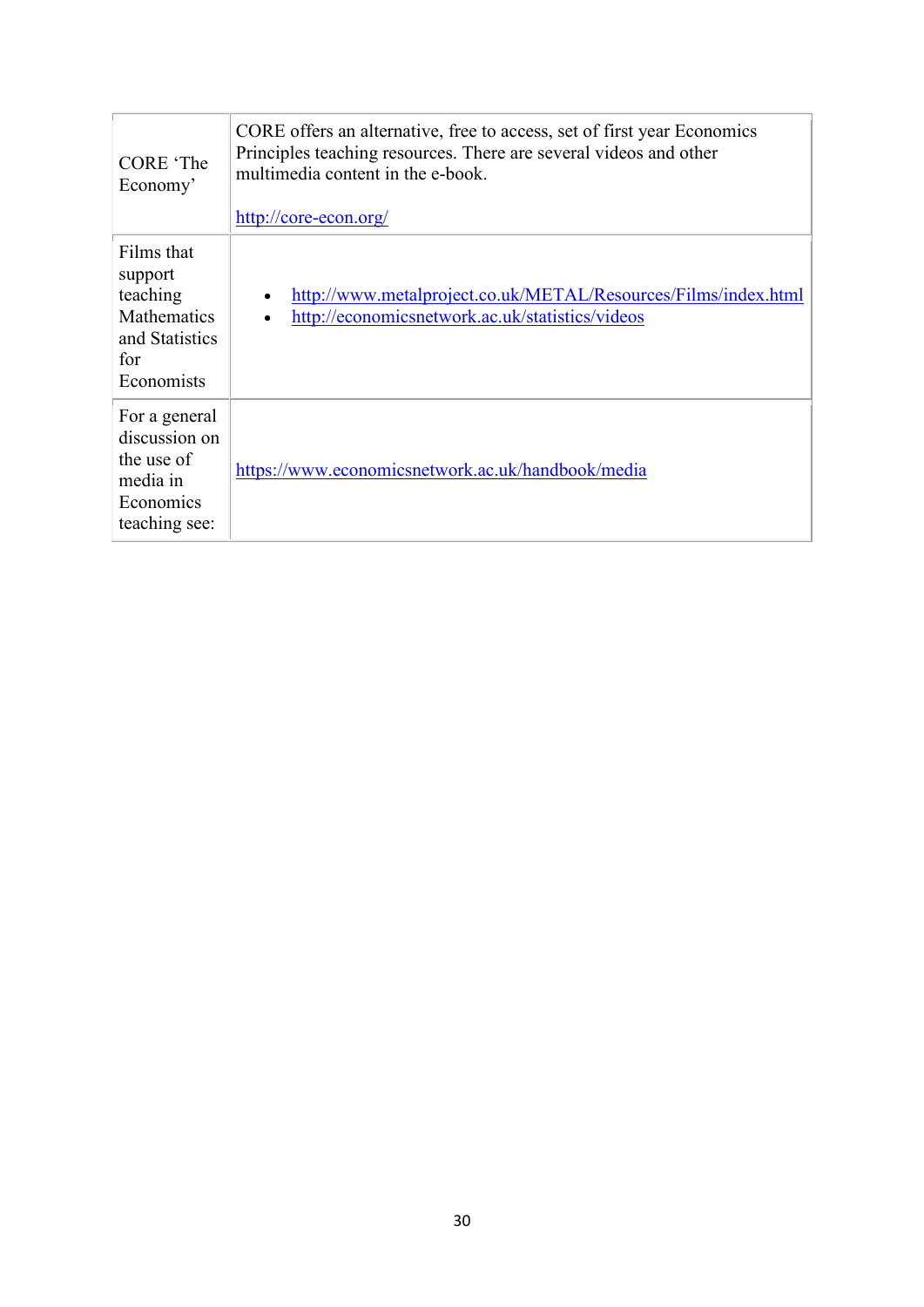| | |
|---|---|
| CORE ‘The Economy’ | CORE offers an alternative, free to access, set of first year Economics Principles teaching resources. There are several videos and other multimedia content in the e-book.<br><br>http://core-econ.org/ |
| Films that support teaching Mathematics and Statistics for Economists | • http://www.metalproject.co.uk/METAL/Resources/Films/index.html<br>• http://economicsnetwork.ac.uk/statistics/videos |
| For a general discussion on the use of media in Economics teaching see: | https://www.economicsnetwork.ac.uk/handbook/media |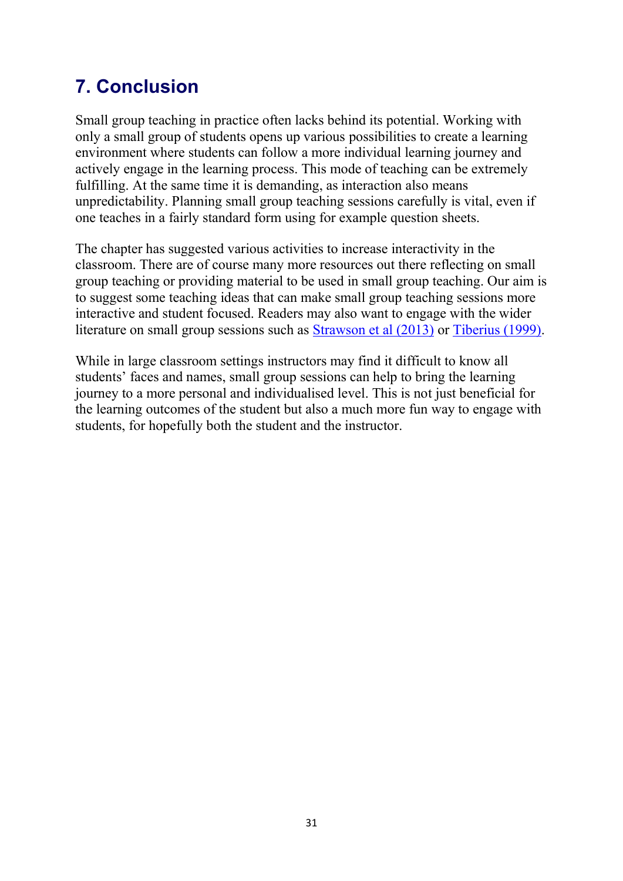## 7. Conclusion

Small group teaching in practice often lacks behind its potential. Working with only a small group of students opens up various possibilities to create a learning environment where students can follow a more individual learning journey and actively engage in the learning process. This mode of teaching can be extremely fulfilling. At the same time it is demanding, as interaction also means unpredictability. Planning small group teaching sessions carefully is vital, even if one teaches in a fairly standard form using for example question sheets.

The chapter has suggested various activities to increase interactivity in the classroom. There are of course many more resources out there reflecting on small group teaching or providing material to be used in small group teaching. Our aim is to suggest some teaching ideas that can make small group teaching sessions more interactive and student focused. Readers may also want to engage with the wider literature on small group sessions such as Strawson et al (2013) or Tiberius (1999).

While in large classroom settings instructors may find it difficult to know all students' faces and names, small group sessions can help to bring the learning journey to a more personal and individualised level. This is not just beneficial for the learning outcomes of the student but also a much more fun way to engage with students, for hopefully both the student and the instructor.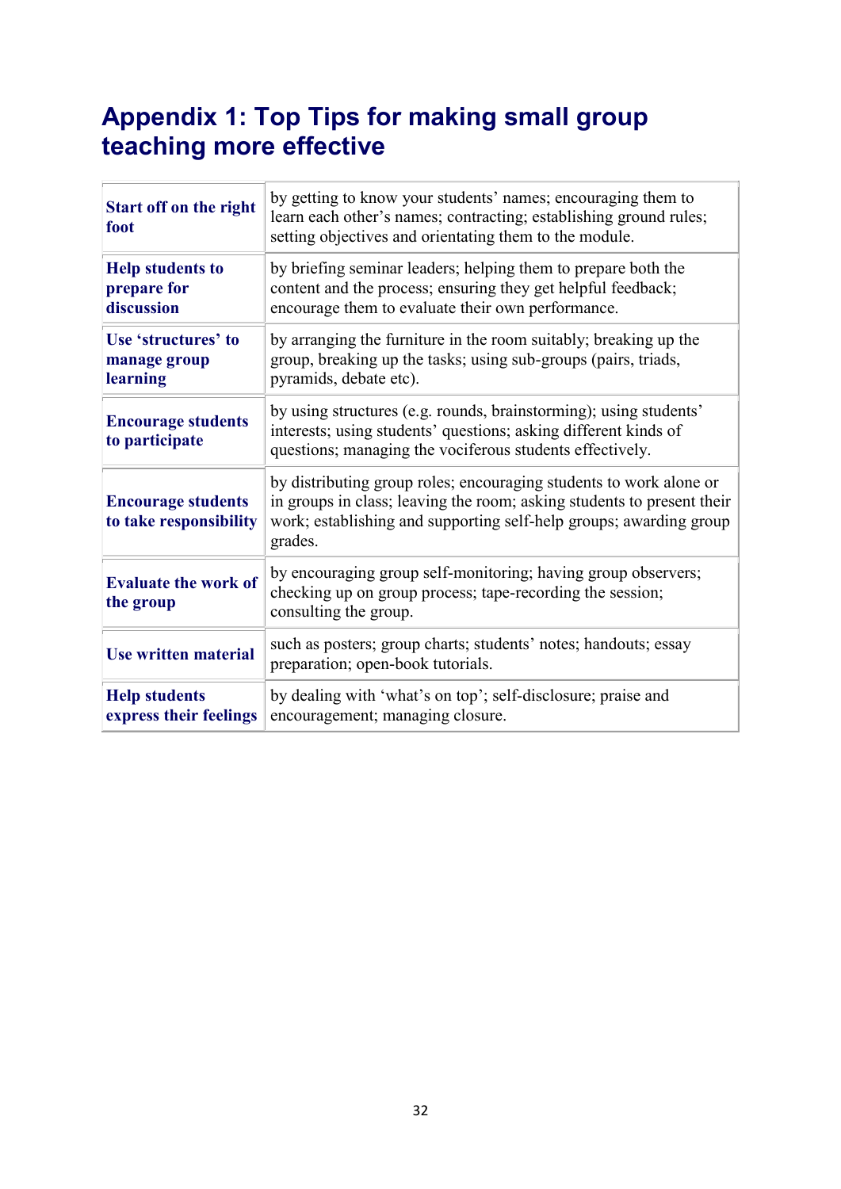# Appendix 1: Top Tips for making small group teaching more effective

| | |
|---|---|
| **Start off on the right foot** | by getting to know your students' names; encouraging them to learn each other's names; contracting; establishing ground rules; setting objectives and orientating them to the module. |
| **Help students to prepare for discussion** | by briefing seminar leaders; helping them to prepare both the content and the process; ensuring they get helpful feedback; encourage them to evaluate their own performance. |
| **Use 'structures' to manage group learning** | by arranging the furniture in the room suitably; breaking up the group, breaking up the tasks; using sub-groups (pairs, triads, pyramids, debate etc). |
| **Encourage students to participate** | by using structures (e.g. rounds, brainstorming); using students' interests; using students' questions; asking different kinds of questions; managing the vociferous students effectively. |
| **Encourage students to take responsibility** | by distributing group roles; encouraging students to work alone or in groups in class; leaving the room; asking students to present their work; establishing and supporting self-help groups; awarding group grades. |
| **Evaluate the work of the group** | by encouraging group self-monitoring; having group observers; checking up on group process; tape-recording the session; consulting the group. |
| **Use written material** | such as posters; group charts; students' notes; handouts; essay preparation; open-book tutorials. |
| **Help students express their feelings** | by dealing with 'what's on top'; self-disclosure; praise and encouragement; managing closure. |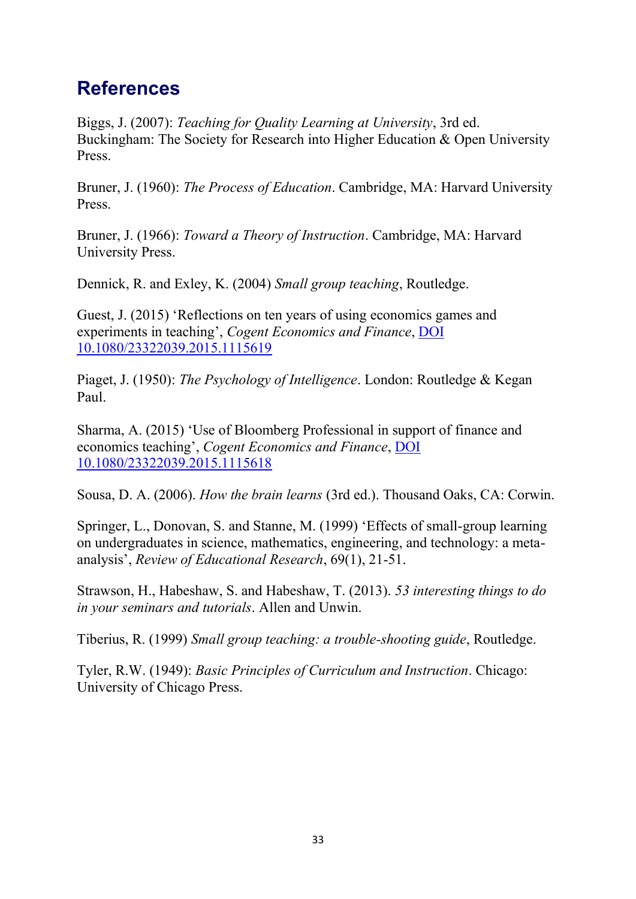## References

Biggs, J. (2007): *Teaching for Quality Learning at University*, 3rd ed. Buckingham: The Society for Research into Higher Education & Open University Press.

Bruner, J. (1960): *The Process of Education*. Cambridge, MA: Harvard University Press.

Bruner, J. (1966): *Toward a Theory of Instruction*. Cambridge, MA: Harvard University Press.

Dennick, R. and Exley, K. (2004) *Small group teaching*, Routledge.

Guest, J. (2015) 'Reflections on ten years of using economics games and experiments in teaching', *Cogent Economics and Finance*, DOI 10.1080/23322039.2015.1115619

Piaget, J. (1950): *The Psychology of Intelligence*. London: Routledge & Kegan Paul.

Sharma, A. (2015) 'Use of Bloomberg Professional in support of finance and economics teaching', *Cogent Economics and Finance*, DOI 10.1080/23322039.2015.1115618

Sousa, D. A. (2006). *How the brain learns* (3rd ed.). Thousand Oaks, CA: Corwin.

Springer, L., Donovan, S. and Stanne, M. (1999) 'Effects of small-group learning on undergraduates in science, mathematics, engineering, and technology: a meta-analysis', *Review of Educational Research*, 69(1), 21-51.

Strawson, H., Habeshaw, S. and Habeshaw, T. (2013). *53 interesting things to do in your seminars and tutorials*. Allen and Unwin.

Tiberius, R. (1999) *Small group teaching: a trouble-shooting guide*, Routledge.

Tyler, R.W. (1949): *Basic Principles of Curriculum and Instruction*. Chicago: University of Chicago Press.